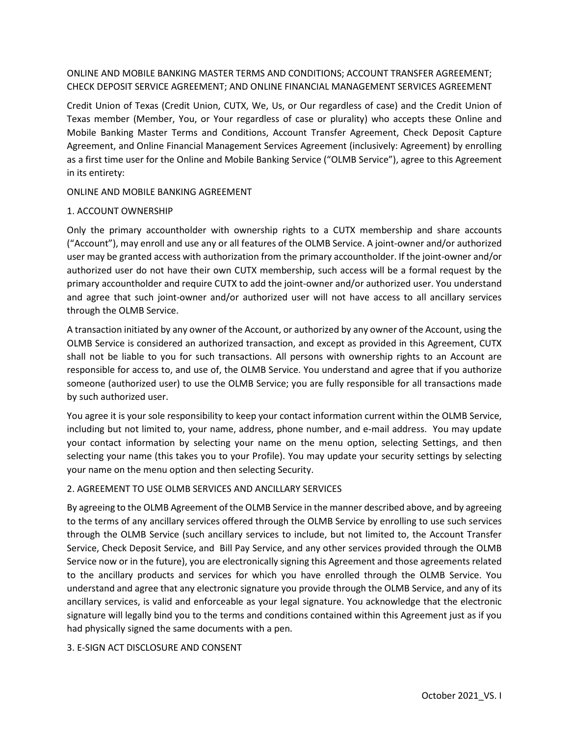# ONLINE AND MOBILE BANKING MASTER TERMS AND CONDITIONS; ACCOUNT TRANSFER AGREEMENT; CHECK DEPOSIT SERVICE AGREEMENT; AND ONLINE FINANCIAL MANAGEMENT SERVICES AGREEMENT

Credit Union of Texas (Credit Union, CUTX, We, Us, or Our regardless of case) and the Credit Union of Texas member (Member, You, or Your regardless of case or plurality) who accepts these Online and Mobile Banking Master Terms and Conditions, Account Transfer Agreement, Check Deposit Capture Agreement, and Online Financial Management Services Agreement (inclusively: Agreement) by enrolling as a first time user for the Online and Mobile Banking Service ("OLMB Service"), agree to this Agreement in its entirety:

## ONLINE AND MOBILE BANKING AGREEMENT

### 1. ACCOUNT OWNERSHIP

Only the primary accountholder with ownership rights to a CUTX membership and share accounts ("Account"), may enroll and use any or all features of the OLMB Service. A joint-owner and/or authorized user may be granted access with authorization from the primary accountholder. If the joint-owner and/or authorized user do not have their own CUTX membership, such access will be a formal request by the primary accountholder and require CUTX to add the joint-owner and/or authorized user. You understand and agree that such joint-owner and/or authorized user will not have access to all ancillary services through the OLMB Service.

A transaction initiated by any owner of the Account, or authorized by any owner of the Account, using the OLMB Service is considered an authorized transaction, and except as provided in this Agreement, CUTX shall not be liable to you for such transactions. All persons with ownership rights to an Account are responsible for access to, and use of, the OLMB Service. You understand and agree that if you authorize someone (authorized user) to use the OLMB Service; you are fully responsible for all transactions made by such authorized user.

You agree it is your sole responsibility to keep your contact information current within the OLMB Service, including but not limited to, your name, address, phone number, and e-mail address. You may update your contact information by selecting your name on the menu option, selecting Settings, and then selecting your name (this takes you to your Profile). You may update your security settings by selecting your name on the menu option and then selecting Security.

### 2. AGREEMENT TO USE OLMB SERVICES AND ANCILLARY SERVICES

By agreeing to the OLMB Agreement of the OLMB Service in the manner described above, and by agreeing to the terms of any ancillary services offered through the OLMB Service by enrolling to use such services through the OLMB Service (such ancillary services to include, but not limited to, the Account Transfer Service, Check Deposit Service, and Bill Pay Service, and any other services provided through the OLMB Service now or in the future), you are electronically signing this Agreement and those agreements related to the ancillary products and services for which you have enrolled through the OLMB Service. You understand and agree that any electronic signature you provide through the OLMB Service, and any of its ancillary services, is valid and enforceable as your legal signature. You acknowledge that the electronic signature will legally bind you to the terms and conditions contained within this Agreement just as if you had physically signed the same documents with a pen.

### 3. E-SIGN ACT DISCLOSURE AND CONSENT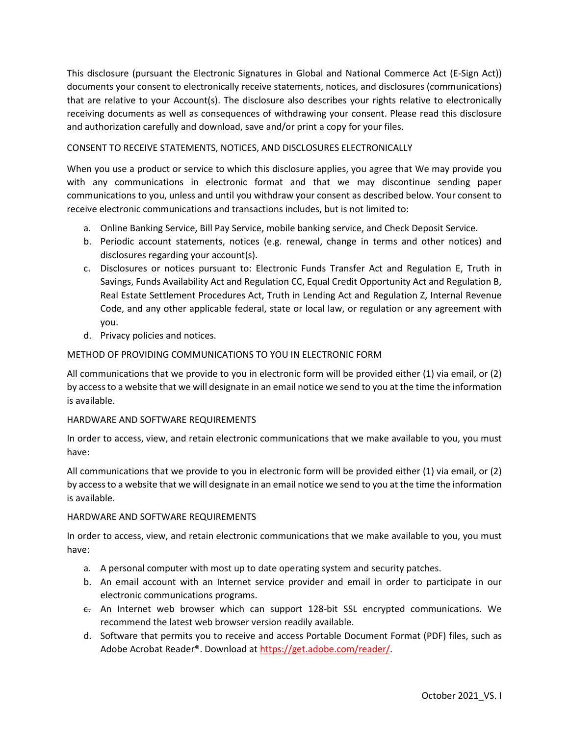This disclosure (pursuant the Electronic Signatures in Global and National Commerce Act (E-Sign Act)) documents your consent to electronically receive statements, notices, and disclosures (communications) that are relative to your Account(s). The disclosure also describes your rights relative to electronically receiving documents as well as consequences of withdrawing your consent. Please read this disclosure and authorization carefully and download, save and/or print a copy for your files.

CONSENT TO RECEIVE STATEMENTS, NOTICES, AND DISCLOSURES ELECTRONICALLY

When you use a product or service to which this disclosure applies, you agree that We may provide you with any communications in electronic format and that we may discontinue sending paper communications to you, unless and until you withdraw your consent as described below. Your consent to receive electronic communications and transactions includes, but is not limited to:

a. Online Banking Service, Bill Pay Service, mobile banking service, and Check Deposit Service.
b. Periodic account statements, notices (e.g. renewal, change in terms and other notices) and disclosures regarding your account(s).
c. Disclosures or notices pursuant to: Electronic Funds Transfer Act and Regulation E, Truth in Savings, Funds Availability Act and Regulation CC, Equal Credit Opportunity Act and Regulation B, Real Estate Settlement Procedures Act, Truth in Lending Act and Regulation Z, Internal Revenue Code, and any other applicable federal, state or local law, or regulation or any agreement with you.
d. Privacy policies and notices.

METHOD OF PROVIDING COMMUNICATIONS TO YOU IN ELECTRONIC FORM

All communications that we provide to you in electronic form will be provided either (1) via email, or (2) by access to a website that we will designate in an email notice we send to you at the time the information is available.

HARDWARE AND SOFTWARE REQUIREMENTS

In order to access, view, and retain electronic communications that we make available to you, you must have:

All communications that we provide to you in electronic form will be provided either (1) via email, or (2) by access to a website that we will designate in an email notice we send to you at the time the information is available.

HARDWARE AND SOFTWARE REQUIREMENTS

In order to access, view, and retain electronic communications that we make available to you, you must have:

a. A personal computer with most up to date operating system and security patches.
b. An email account with an Internet service provider and email in order to participate in our electronic communications programs.
c. An Internet web browser which can support 128-bit SSL encrypted communications. We recommend the latest web browser version readily available.
d. Software that permits you to receive and access Portable Document Format (PDF) files, such as Adobe Acrobat Reader®. Download at https://get.adobe.com/reader/.

October 2021_VS. I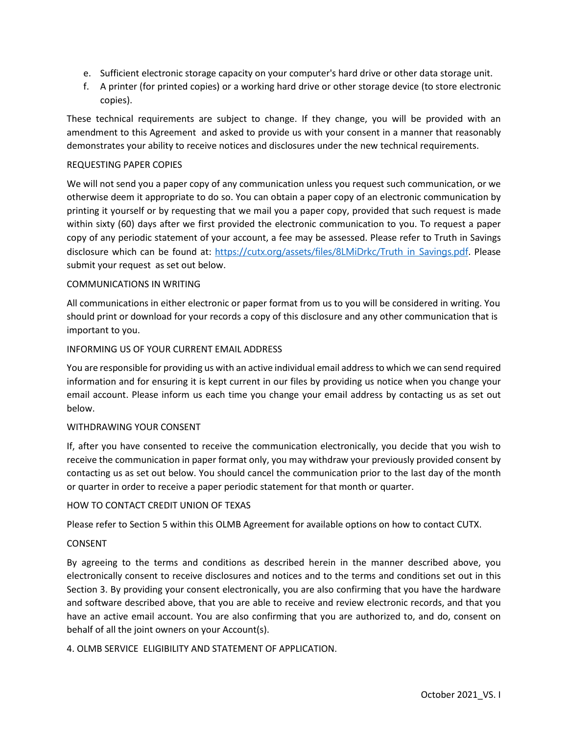e. Sufficient electronic storage capacity on your computer's hard drive or other data storage unit.
f. A printer (for printed copies) or a working hard drive or other storage device (to store electronic copies).

These technical requirements are subject to change. If they change, you will be provided with an amendment to this Agreement and asked to provide us with your consent in a manner that reasonably demonstrates your ability to receive notices and disclosures under the new technical requirements.

REQUESTING PAPER COPIES

We will not send you a paper copy of any communication unless you request such communication, or we otherwise deem it appropriate to do so. You can obtain a paper copy of an electronic communication by printing it yourself or by requesting that we mail you a paper copy, provided that such request is made within sixty (60) days after we first provided the electronic communication to you. To request a paper copy of any periodic statement of your account, a fee may be assessed. Please refer to Truth in Savings disclosure which can be found at: [https://cutx.org/assets/files/8LMiDrkc/Truth_in_Savings.pdf](https://cutx.org/assets/files/8LMiDrkc/Truth_in_Savings.pdf). Please submit your request as set out below.

COMMUNICATIONS IN WRITING

All communications in either electronic or paper format from us to you will be considered in writing. You should print or download for your records a copy of this disclosure and any other communication that is important to you.

INFORMING US OF YOUR CURRENT EMAIL ADDRESS

You are responsible for providing us with an active individual email address to which we can send required information and for ensuring it is kept current in our files by providing us notice when you change your email account. Please inform us each time you change your email address by contacting us as set out below.

WITHDRAWING YOUR CONSENT

If, after you have consented to receive the communication electronically, you decide that you wish to receive the communication in paper format only, you may withdraw your previously provided consent by contacting us as set out below. You should cancel the communication prior to the last day of the month or quarter in order to receive a paper periodic statement for that month or quarter.

HOW TO CONTACT CREDIT UNION OF TEXAS

Please refer to Section 5 within this OLMB Agreement for available options on how to contact CUTX.

CONSENT

By agreeing to the terms and conditions as described herein in the manner described above, you electronically consent to receive disclosures and notices and to the terms and conditions set out in this Section 3. By providing your consent electronically, you are also confirming that you have the hardware and software described above, that you are able to receive and review electronic records, and that you have an active email account. You are also confirming that you are authorized to, and do, consent on behalf of all the joint owners on your Account(s).

4. OLMB SERVICE ELIGIBILITY AND STATEMENT OF APPLICATION.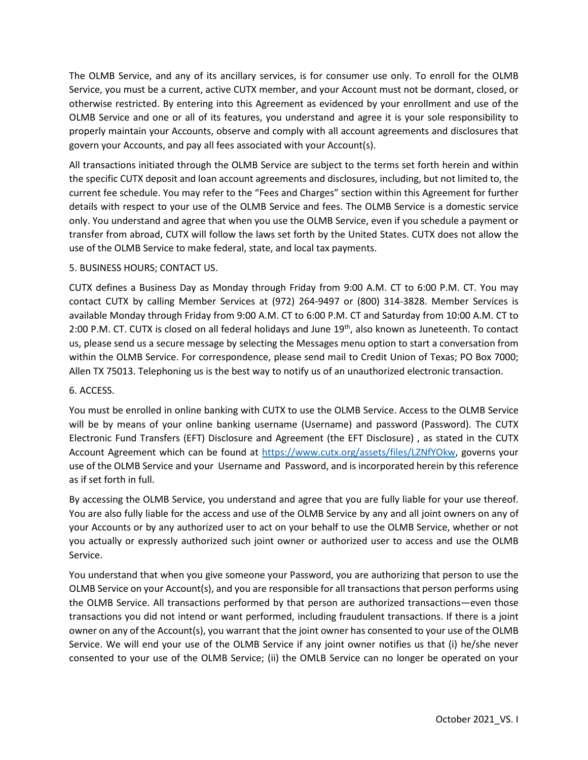The OLMB Service, and any of its ancillary services, is for consumer use only. To enroll for the OLMB Service, you must be a current, active CUTX member, and your Account must not be dormant, closed, or otherwise restricted. By entering into this Agreement as evidenced by your enrollment and use of the OLMB Service and one or all of its features, you understand and agree it is your sole responsibility to properly maintain your Accounts, observe and comply with all account agreements and disclosures that govern your Accounts, and pay all fees associated with your Account(s).

All transactions initiated through the OLMB Service are subject to the terms set forth herein and within the specific CUTX deposit and loan account agreements and disclosures, including, but not limited to, the current fee schedule. You may refer to the "Fees and Charges" section within this Agreement for further details with respect to your use of the OLMB Service and fees. The OLMB Service is a domestic service only. You understand and agree that when you use the OLMB Service, even if you schedule a payment or transfer from abroad, CUTX will follow the laws set forth by the United States. CUTX does not allow the use of the OLMB Service to make federal, state, and local tax payments.

5. BUSINESS HOURS; CONTACT US.

CUTX defines a Business Day as Monday through Friday from 9:00 A.M. CT to 6:00 P.M. CT. You may contact CUTX by calling Member Services at (972) 264-9497 or (800) 314-3828. Member Services is available Monday through Friday from 9:00 A.M. CT to 6:00 P.M. CT and Saturday from 10:00 A.M. CT to 2:00 P.M. CT. CUTX is closed on all federal holidays and June 19th, also known as Juneteenth. To contact us, please send us a secure message by selecting the Messages menu option to start a conversation from within the OLMB Service. For correspondence, please send mail to Credit Union of Texas; PO Box 7000; Allen TX 75013. Telephoning us is the best way to notify us of an unauthorized electronic transaction.

6. ACCESS.

You must be enrolled in online banking with CUTX to use the OLMB Service. Access to the OLMB Service will be by means of your online banking username (Username) and password (Password). The CUTX Electronic Fund Transfers (EFT) Disclosure and Agreement (the EFT Disclosure) , as stated in the CUTX Account Agreement which can be found at https://www.cutx.org/assets/files/LZNfYOkw, governs your use of the OLMB Service and your Username and Password, and is incorporated herein by this reference as if set forth in full.

By accessing the OLMB Service, you understand and agree that you are fully liable for your use thereof. You are also fully liable for the access and use of the OLMB Service by any and all joint owners on any of your Accounts or by any authorized user to act on your behalf to use the OLMB Service, whether or not you actually or expressly authorized such joint owner or authorized user to access and use the OLMB Service.

You understand that when you give someone your Password, you are authorizing that person to use the OLMB Service on your Account(s), and you are responsible for all transactions that person performs using the OLMB Service. All transactions performed by that person are authorized transactions—even those transactions you did not intend or want performed, including fraudulent transactions. If there is a joint owner on any of the Account(s), you warrant that the joint owner has consented to your use of the OLMB Service. We will end your use of the OLMB Service if any joint owner notifies us that (i) he/she never consented to your use of the OLMB Service; (ii) the OMLB Service can no longer be operated on your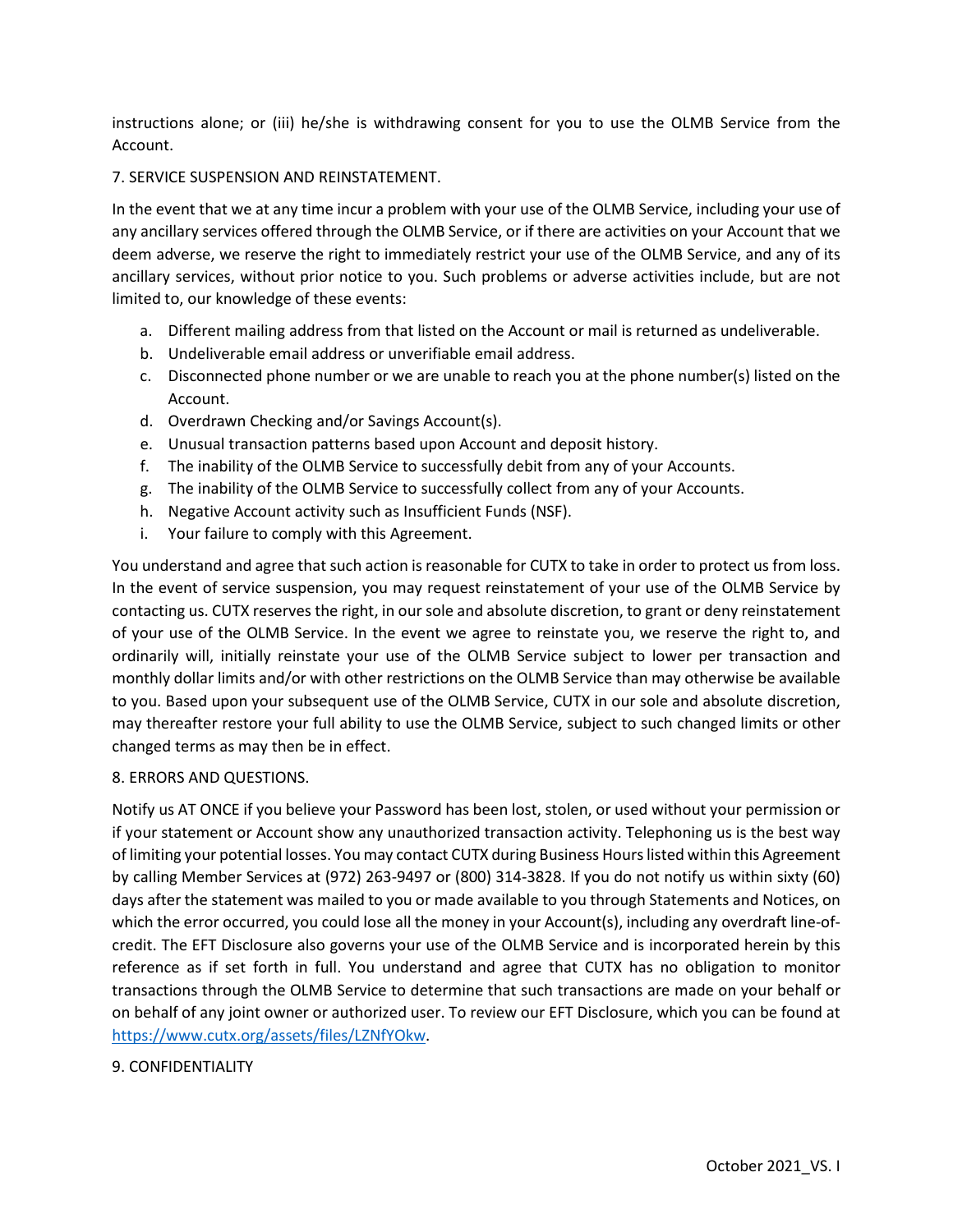instructions alone; or (iii) he/she is withdrawing consent for you to use the OLMB Service from the Account.

## 7. SERVICE SUSPENSION AND REINSTATEMENT.

In the event that we at any time incur a problem with your use of the OLMB Service, including your use of any ancillary services offered through the OLMB Service, or if there are activities on your Account that we deem adverse, we reserve the right to immediately restrict your use of the OLMB Service, and any of its ancillary services, without prior notice to you. Such problems or adverse activities include, but are not limited to, our knowledge of these events:

a. Different mailing address from that listed on the Account or mail is returned as undeliverable.
b. Undeliverable email address or unverifiable email address.
c. Disconnected phone number or we are unable to reach you at the phone number(s) listed on the Account.
d. Overdrawn Checking and/or Savings Account(s).
e. Unusual transaction patterns based upon Account and deposit history.
f. The inability of the OLMB Service to successfully debit from any of your Accounts.
g. The inability of the OLMB Service to successfully collect from any of your Accounts.
h. Negative Account activity such as Insufficient Funds (NSF).
i. Your failure to comply with this Agreement.

You understand and agree that such action is reasonable for CUTX to take in order to protect us from loss. In the event of service suspension, you may request reinstatement of your use of the OLMB Service by contacting us. CUTX reserves the right, in our sole and absolute discretion, to grant or deny reinstatement of your use of the OLMB Service. In the event we agree to reinstate you, we reserve the right to, and ordinarily will, initially reinstate your use of the OLMB Service subject to lower per transaction and monthly dollar limits and/or with other restrictions on the OLMB Service than may otherwise be available to you. Based upon your subsequent use of the OLMB Service, CUTX in our sole and absolute discretion, may thereafter restore your full ability to use the OLMB Service, subject to such changed limits or other changed terms as may then be in effect.

## 8. ERRORS AND QUESTIONS.

Notify us AT ONCE if you believe your Password has been lost, stolen, or used without your permission or if your statement or Account show any unauthorized transaction activity. Telephoning us is the best way of limiting your potential losses. You may contact CUTX during Business Hours listed within this Agreement by calling Member Services at (972) 263-9497 or (800) 314-3828. If you do not notify us within sixty (60) days after the statement was mailed to you or made available to you through Statements and Notices, on which the error occurred, you could lose all the money in your Account(s), including any overdraft line-of-credit. The EFT Disclosure also governs your use of the OLMB Service and is incorporated herein by this reference as if set forth in full. You understand and agree that CUTX has no obligation to monitor transactions through the OLMB Service to determine that such transactions are made on your behalf or on behalf of any joint owner or authorized user. To review our EFT Disclosure, which you can be found at https://www.cutx.org/assets/files/LZNfYOkw.

## 9. CONFIDENTIALITY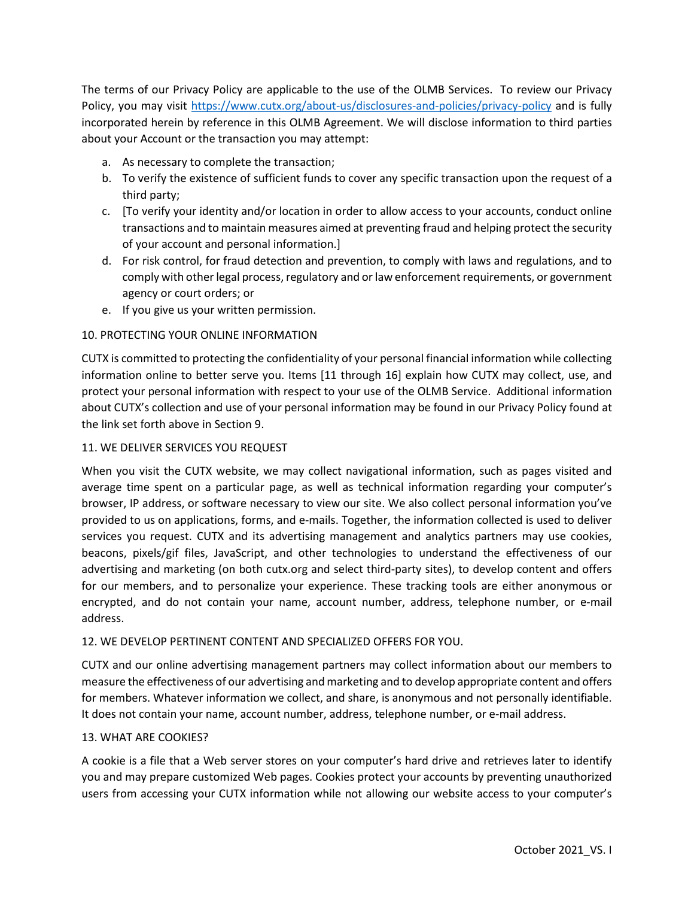The terms of our Privacy Policy are applicable to the use of the OLMB Services. To review our Privacy Policy, you may visit https://www.cutx.org/about-us/disclosures-and-policies/privacy-policy and is fully incorporated herein by reference in this OLMB Agreement. We will disclose information to third parties about your Account or the transaction you may attempt:

a. As necessary to complete the transaction;
b. To verify the existence of sufficient funds to cover any specific transaction upon the request of a third party;
c. [To verify your identity and/or location in order to allow access to your accounts, conduct online transactions and to maintain measures aimed at preventing fraud and helping protect the security of your account and personal information.]
d. For risk control, for fraud detection and prevention, to comply with laws and regulations, and to comply with other legal process, regulatory and or law enforcement requirements, or government agency or court orders; or
e. If you give us your written permission.

10. PROTECTING YOUR ONLINE INFORMATION

CUTX is committed to protecting the confidentiality of your personal financial information while collecting information online to better serve you. Items [11 through 16] explain how CUTX may collect, use, and protect your personal information with respect to your use of the OLMB Service. Additional information about CUTX's collection and use of your personal information may be found in our Privacy Policy found at the link set forth above in Section 9.

11. WE DELIVER SERVICES YOU REQUEST

When you visit the CUTX website, we may collect navigational information, such as pages visited and average time spent on a particular page, as well as technical information regarding your computer's browser, IP address, or software necessary to view our site. We also collect personal information you've provided to us on applications, forms, and e-mails. Together, the information collected is used to deliver services you request. CUTX and its advertising management and analytics partners may use cookies, beacons, pixels/gif files, JavaScript, and other technologies to understand the effectiveness of our advertising and marketing (on both cutx.org and select third-party sites), to develop content and offers for our members, and to personalize your experience. These tracking tools are either anonymous or encrypted, and do not contain your name, account number, address, telephone number, or e-mail address.

12. WE DEVELOP PERTINENT CONTENT AND SPECIALIZED OFFERS FOR YOU.

CUTX and our online advertising management partners may collect information about our members to measure the effectiveness of our advertising and marketing and to develop appropriate content and offers for members. Whatever information we collect, and share, is anonymous and not personally identifiable. It does not contain your name, account number, address, telephone number, or e-mail address.

13. WHAT ARE COOKIES?

A cookie is a file that a Web server stores on your computer's hard drive and retrieves later to identify you and may prepare customized Web pages. Cookies protect your accounts by preventing unauthorized users from accessing your CUTX information while not allowing our website access to your computer's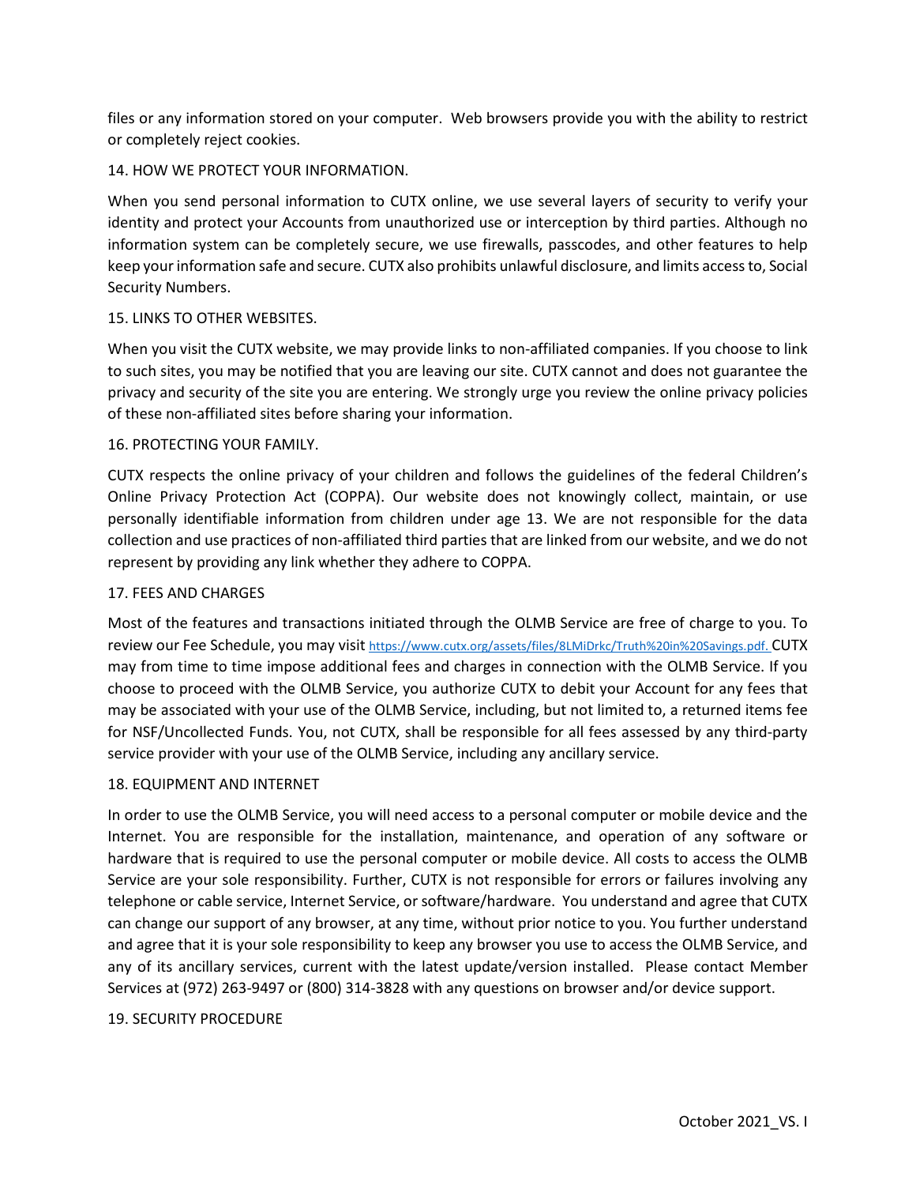files or any information stored on your computer. Web browsers provide you with the ability to restrict or completely reject cookies.

## 14. HOW WE PROTECT YOUR INFORMATION.

When you send personal information to CUTX online, we use several layers of security to verify your identity and protect your Accounts from unauthorized use or interception by third parties. Although no information system can be completely secure, we use firewalls, passcodes, and other features to help keep your information safe and secure. CUTX also prohibits unlawful disclosure, and limits access to, Social Security Numbers.

## 15. LINKS TO OTHER WEBSITES.

When you visit the CUTX website, we may provide links to non-affiliated companies. If you choose to link to such sites, you may be notified that you are leaving our site. CUTX cannot and does not guarantee the privacy and security of the site you are entering. We strongly urge you review the online privacy policies of these non-affiliated sites before sharing your information.

## 16. PROTECTING YOUR FAMILY.

CUTX respects the online privacy of your children and follows the guidelines of the federal Children's Online Privacy Protection Act (COPPA). Our website does not knowingly collect, maintain, or use personally identifiable information from children under age 13. We are not responsible for the data collection and use practices of non-affiliated third parties that are linked from our website, and we do not represent by providing any link whether they adhere to COPPA.

## 17. FEES AND CHARGES

Most of the features and transactions initiated through the OLMB Service are free of charge to you. To review our Fee Schedule, you may visit https://www.cutx.org/assets/files/8LMiDrkc/Truth%20in%20Savings.pdf. CUTX may from time to time impose additional fees and charges in connection with the OLMB Service. If you choose to proceed with the OLMB Service, you authorize CUTX to debit your Account for any fees that may be associated with your use of the OLMB Service, including, but not limited to, a returned items fee for NSF/Uncollected Funds. You, not CUTX, shall be responsible for all fees assessed by any third-party service provider with your use of the OLMB Service, including any ancillary service.

## 18. EQUIPMENT AND INTERNET

In order to use the OLMB Service, you will need access to a personal computer or mobile device and the Internet. You are responsible for the installation, maintenance, and operation of any software or hardware that is required to use the personal computer or mobile device. All costs to access the OLMB Service are your sole responsibility. Further, CUTX is not responsible for errors or failures involving any telephone or cable service, Internet Service, or software/hardware. You understand and agree that CUTX can change our support of any browser, at any time, without prior notice to you. You further understand and agree that it is your sole responsibility to keep any browser you use to access the OLMB Service, and any of its ancillary services, current with the latest update/version installed. Please contact Member Services at (972) 263-9497 or (800) 314-3828 with any questions on browser and/or device support.

## 19. SECURITY PROCEDURE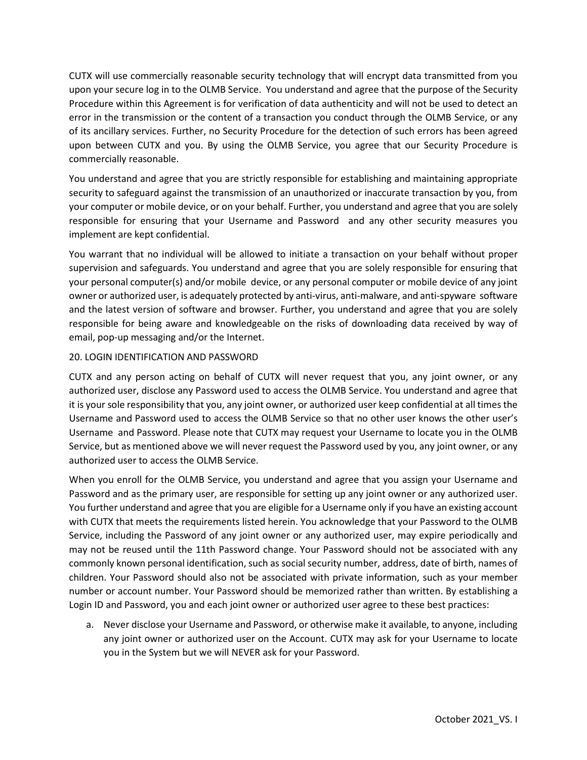CUTX will use commercially reasonable security technology that will encrypt data transmitted from you upon your secure log in to the OLMB Service. You understand and agree that the purpose of the Security Procedure within this Agreement is for verification of data authenticity and will not be used to detect an error in the transmission or the content of a transaction you conduct through the OLMB Service, or any of its ancillary services. Further, no Security Procedure for the detection of such errors has been agreed upon between CUTX and you. By using the OLMB Service, you agree that our Security Procedure is commercially reasonable.

You understand and agree that you are strictly responsible for establishing and maintaining appropriate security to safeguard against the transmission of an unauthorized or inaccurate transaction by you, from your computer or mobile device, or on your behalf. Further, you understand and agree that you are solely responsible for ensuring that your Username and Password and any other security measures you implement are kept confidential.

You warrant that no individual will be allowed to initiate a transaction on your behalf without proper supervision and safeguards. You understand and agree that you are solely responsible for ensuring that your personal computer(s) and/or mobile device, or any personal computer or mobile device of any joint owner or authorized user, is adequately protected by anti-virus, anti-malware, and anti-spyware software and the latest version of software and browser. Further, you understand and agree that you are solely responsible for being aware and knowledgeable on the risks of downloading data received by way of email, pop-up messaging and/or the Internet.

## 20. LOGIN IDENTIFICATION AND PASSWORD

CUTX and any person acting on behalf of CUTX will never request that you, any joint owner, or any authorized user, disclose any Password used to access the OLMB Service. You understand and agree that it is your sole responsibility that you, any joint owner, or authorized user keep confidential at all times the Username and Password used to access the OLMB Service so that no other user knows the other user's Username and Password. Please note that CUTX may request your Username to locate you in the OLMB Service, but as mentioned above we will never request the Password used by you, any joint owner, or any authorized user to access the OLMB Service.

When you enroll for the OLMB Service, you understand and agree that you assign your Username and Password and as the primary user, are responsible for setting up any joint owner or any authorized user. You further understand and agree that you are eligible for a Username only if you have an existing account with CUTX that meets the requirements listed herein. You acknowledge that your Password to the OLMB Service, including the Password of any joint owner or any authorized user, may expire periodically and may not be reused until the 11th Password change. Your Password should not be associated with any commonly known personal identification, such as social security number, address, date of birth, names of children. Your Password should also not be associated with private information, such as your member number or account number. Your Password should be memorized rather than written. By establishing a Login ID and Password, you and each joint owner or authorized user agree to these best practices:

a. Never disclose your Username and Password, or otherwise make it available, to anyone, including any joint owner or authorized user on the Account. CUTX may ask for your Username to locate you in the System but we will NEVER ask for your Password.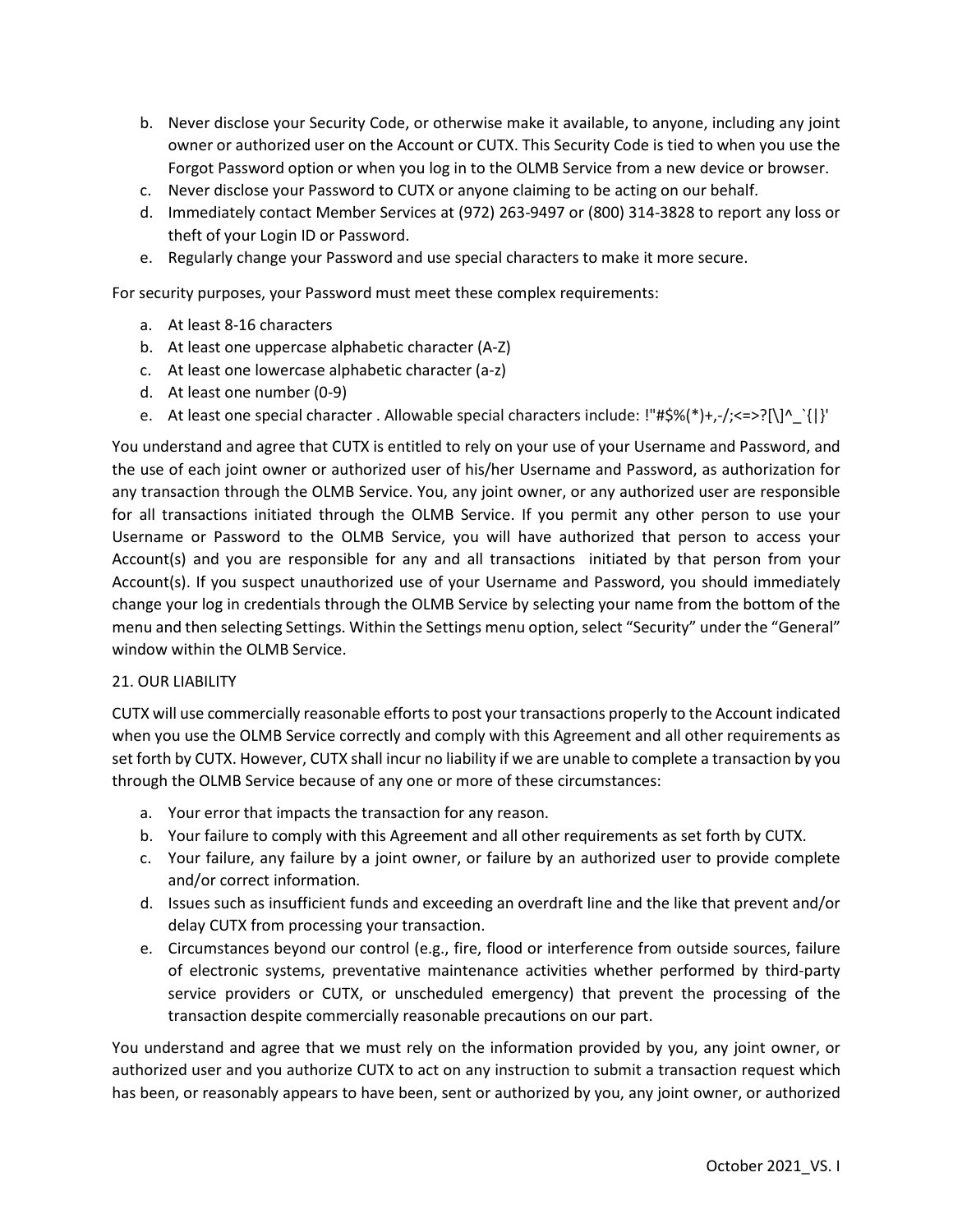b. Never disclose your Security Code, or otherwise make it available, to anyone, including any joint owner or authorized user on the Account or CUTX. This Security Code is tied to when you use the Forgot Password option or when you log in to the OLMB Service from a new device or browser.
c. Never disclose your Password to CUTX or anyone claiming to be acting on our behalf.
d. Immediately contact Member Services at (972) 263-9497 or (800) 314-3828 to report any loss or theft of your Login ID or Password.
e. Regularly change your Password and use special characters to make it more secure.

For security purposes, your Password must meet these complex requirements:

a. At least 8-16 characters
b. At least one uppercase alphabetic character (A-Z)
c. At least one lowercase alphabetic character (a-z)
d. At least one number (0-9)
e. At least one special character . Allowable special characters include: !"#$%(*)+,-/;<=>?[\]^_`{|}'

You understand and agree that CUTX is entitled to rely on your use of your Username and Password, and the use of each joint owner or authorized user of his/her Username and Password, as authorization for any transaction through the OLMB Service. You, any joint owner, or any authorized user are responsible for all transactions initiated through the OLMB Service. If you permit any other person to use your Username or Password to the OLMB Service, you will have authorized that person to access your Account(s) and you are responsible for any and all transactions initiated by that person from your Account(s). If you suspect unauthorized use of your Username and Password, you should immediately change your log in credentials through the OLMB Service by selecting your name from the bottom of the menu and then selecting Settings. Within the Settings menu option, select "Security" under the "General" window within the OLMB Service.

## 21. OUR LIABILITY

CUTX will use commercially reasonable efforts to post your transactions properly to the Account indicated when you use the OLMB Service correctly and comply with this Agreement and all other requirements as set forth by CUTX. However, CUTX shall incur no liability if we are unable to complete a transaction by you through the OLMB Service because of any one or more of these circumstances:

a. Your error that impacts the transaction for any reason.
b. Your failure to comply with this Agreement and all other requirements as set forth by CUTX.
c. Your failure, any failure by a joint owner, or failure by an authorized user to provide complete and/or correct information.
d. Issues such as insufficient funds and exceeding an overdraft line and the like that prevent and/or delay CUTX from processing your transaction.
e. Circumstances beyond our control (e.g., fire, flood or interference from outside sources, failure of electronic systems, preventative maintenance activities whether performed by third-party service providers or CUTX, or unscheduled emergency) that prevent the processing of the transaction despite commercially reasonable precautions on our part.

You understand and agree that we must rely on the information provided by you, any joint owner, or authorized user and you authorize CUTX to act on any instruction to submit a transaction request which has been, or reasonably appears to have been, sent or authorized by you, any joint owner, or authorized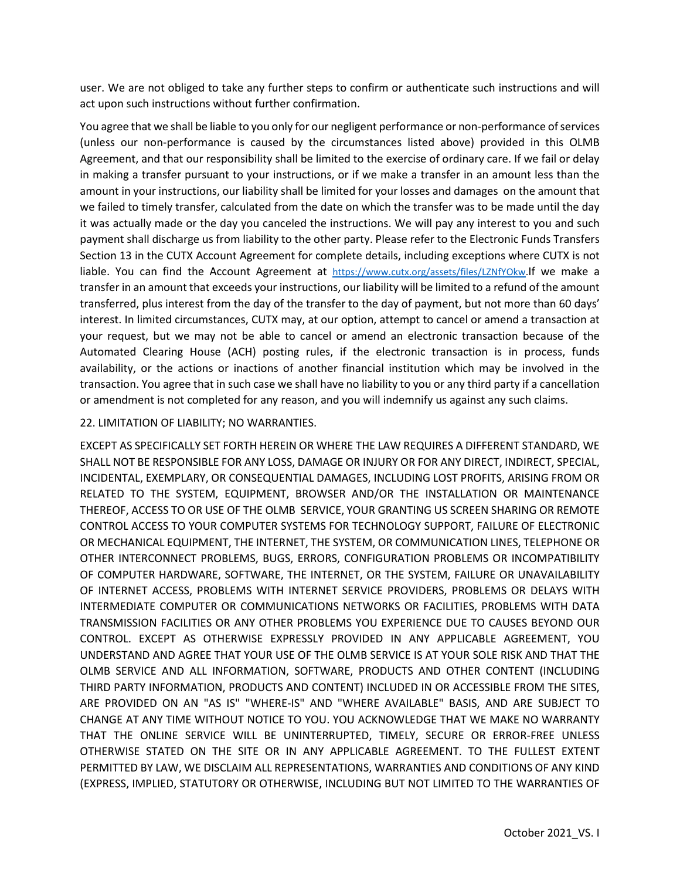user. We are not obliged to take any further steps to confirm or authenticate such instructions and will act upon such instructions without further confirmation.

You agree that we shall be liable to you only for our negligent performance or non-performance of services (unless our non-performance is caused by the circumstances listed above) provided in this OLMB Agreement, and that our responsibility shall be limited to the exercise of ordinary care. If we fail or delay in making a transfer pursuant to your instructions, or if we make a transfer in an amount less than the amount in your instructions, our liability shall be limited for your losses and damages on the amount that we failed to timely transfer, calculated from the date on which the transfer was to be made until the day it was actually made or the day you canceled the instructions. We will pay any interest to you and such payment shall discharge us from liability to the other party. Please refer to the Electronic Funds Transfers Section 13 in the CUTX Account Agreement for complete details, including exceptions where CUTX is not liable. You can find the Account Agreement at https://www.cutx.org/assets/files/LZNfYOkw.If we make a transfer in an amount that exceeds your instructions, our liability will be limited to a refund of the amount transferred, plus interest from the day of the transfer to the day of payment, but not more than 60 days' interest. In limited circumstances, CUTX may, at our option, attempt to cancel or amend a transaction at your request, but we may not be able to cancel or amend an electronic transaction because of the Automated Clearing House (ACH) posting rules, if the electronic transaction is in process, funds availability, or the actions or inactions of another financial institution which may be involved in the transaction. You agree that in such case we shall have no liability to you or any third party if a cancellation or amendment is not completed for any reason, and you will indemnify us against any such claims.

## 22. LIMITATION OF LIABILITY; NO WARRANTIES.

EXCEPT AS SPECIFICALLY SET FORTH HEREIN OR WHERE THE LAW REQUIRES A DIFFERENT STANDARD, WE SHALL NOT BE RESPONSIBLE FOR ANY LOSS, DAMAGE OR INJURY OR FOR ANY DIRECT, INDIRECT, SPECIAL, INCIDENTAL, EXEMPLARY, OR CONSEQUENTIAL DAMAGES, INCLUDING LOST PROFITS, ARISING FROM OR RELATED TO THE SYSTEM, EQUIPMENT, BROWSER AND/OR THE INSTALLATION OR MAINTENANCE THEREOF, ACCESS TO OR USE OF THE OLMB SERVICE, YOUR GRANTING US SCREEN SHARING OR REMOTE CONTROL ACCESS TO YOUR COMPUTER SYSTEMS FOR TECHNOLOGY SUPPORT, FAILURE OF ELECTRONIC OR MECHANICAL EQUIPMENT, THE INTERNET, THE SYSTEM, OR COMMUNICATION LINES, TELEPHONE OR OTHER INTERCONNECT PROBLEMS, BUGS, ERRORS, CONFIGURATION PROBLEMS OR INCOMPATIBILITY OF COMPUTER HARDWARE, SOFTWARE, THE INTERNET, OR THE SYSTEM, FAILURE OR UNAVAILABILITY OF INTERNET ACCESS, PROBLEMS WITH INTERNET SERVICE PROVIDERS, PROBLEMS OR DELAYS WITH INTERMEDIATE COMPUTER OR COMMUNICATIONS NETWORKS OR FACILITIES, PROBLEMS WITH DATA TRANSMISSION FACILITIES OR ANY OTHER PROBLEMS YOU EXPERIENCE DUE TO CAUSES BEYOND OUR CONTROL. EXCEPT AS OTHERWISE EXPRESSLY PROVIDED IN ANY APPLICABLE AGREEMENT, YOU UNDERSTAND AND AGREE THAT YOUR USE OF THE OLMB SERVICE IS AT YOUR SOLE RISK AND THAT THE OLMB SERVICE AND ALL INFORMATION, SOFTWARE, PRODUCTS AND OTHER CONTENT (INCLUDING THIRD PARTY INFORMATION, PRODUCTS AND CONTENT) INCLUDED IN OR ACCESSIBLE FROM THE SITES, ARE PROVIDED ON AN "AS IS" "WHERE-IS" AND "WHERE AVAILABLE" BASIS, AND ARE SUBJECT TO CHANGE AT ANY TIME WITHOUT NOTICE TO YOU. YOU ACKNOWLEDGE THAT WE MAKE NO WARRANTY THAT THE ONLINE SERVICE WILL BE UNINTERRUPTED, TIMELY, SECURE OR ERROR-FREE UNLESS OTHERWISE STATED ON THE SITE OR IN ANY APPLICABLE AGREEMENT. TO THE FULLEST EXTENT PERMITTED BY LAW, WE DISCLAIM ALL REPRESENTATIONS, WARRANTIES AND CONDITIONS OF ANY KIND (EXPRESS, IMPLIED, STATUTORY OR OTHERWISE, INCLUDING BUT NOT LIMITED TO THE WARRANTIES OF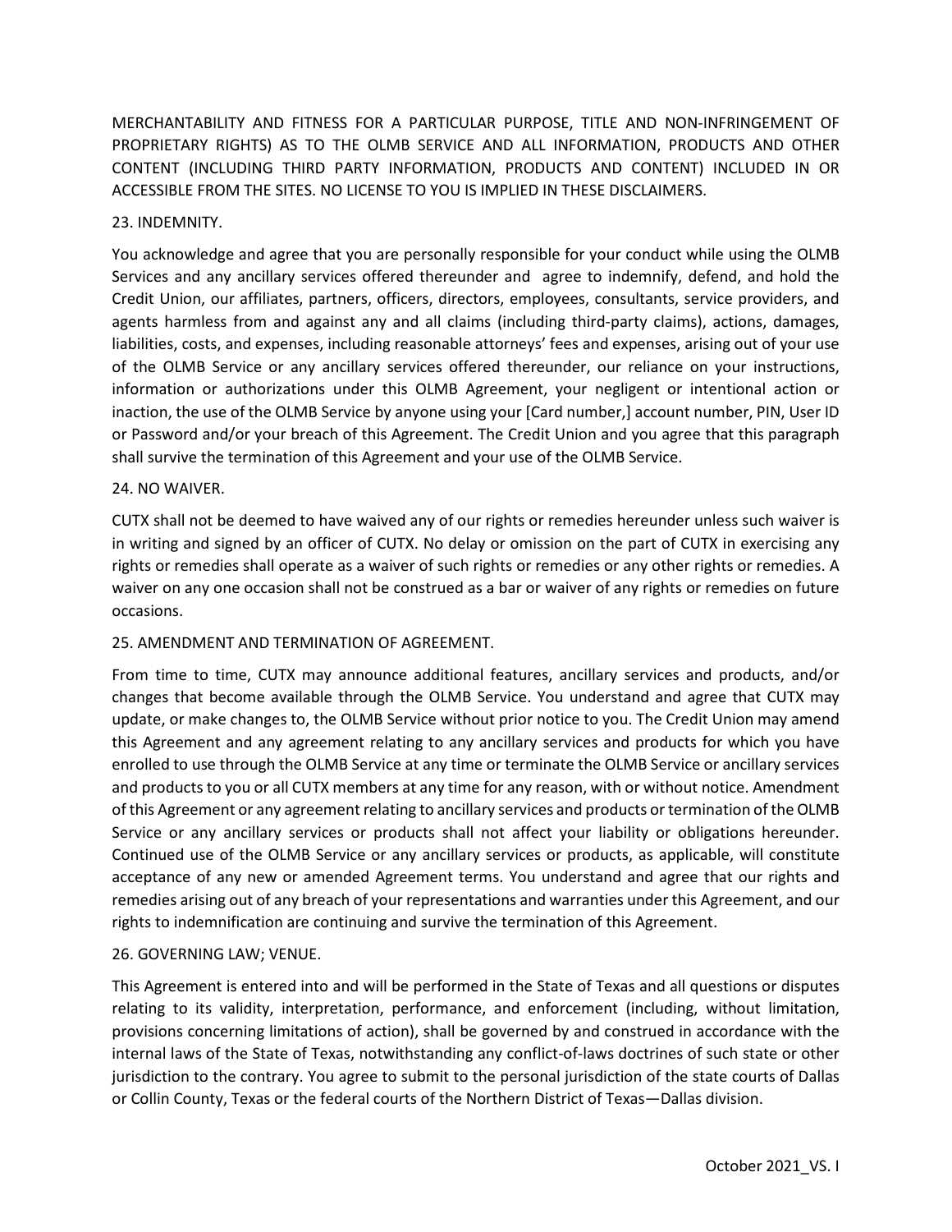MERCHANTABILITY AND FITNESS FOR A PARTICULAR PURPOSE, TITLE AND NON-INFRINGEMENT OF PROPRIETARY RIGHTS) AS TO THE OLMB SERVICE AND ALL INFORMATION, PRODUCTS AND OTHER CONTENT (INCLUDING THIRD PARTY INFORMATION, PRODUCTS AND CONTENT) INCLUDED IN OR ACCESSIBLE FROM THE SITES. NO LICENSE TO YOU IS IMPLIED IN THESE DISCLAIMERS.

## 23. INDEMNITY.

You acknowledge and agree that you are personally responsible for your conduct while using the OLMB Services and any ancillary services offered thereunder and agree to indemnify, defend, and hold the Credit Union, our affiliates, partners, officers, directors, employees, consultants, service providers, and agents harmless from and against any and all claims (including third-party claims), actions, damages, liabilities, costs, and expenses, including reasonable attorneys' fees and expenses, arising out of your use of the OLMB Service or any ancillary services offered thereunder, our reliance on your instructions, information or authorizations under this OLMB Agreement, your negligent or intentional action or inaction, the use of the OLMB Service by anyone using your [Card number,] account number, PIN, User ID or Password and/or your breach of this Agreement. The Credit Union and you agree that this paragraph shall survive the termination of this Agreement and your use of the OLMB Service.

## 24. NO WAIVER.

CUTX shall not be deemed to have waived any of our rights or remedies hereunder unless such waiver is in writing and signed by an officer of CUTX. No delay or omission on the part of CUTX in exercising any rights or remedies shall operate as a waiver of such rights or remedies or any other rights or remedies. A waiver on any one occasion shall not be construed as a bar or waiver of any rights or remedies on future occasions.

## 25. AMENDMENT AND TERMINATION OF AGREEMENT.

From time to time, CUTX may announce additional features, ancillary services and products, and/or changes that become available through the OLMB Service. You understand and agree that CUTX may update, or make changes to, the OLMB Service without prior notice to you. The Credit Union may amend this Agreement and any agreement relating to any ancillary services and products for which you have enrolled to use through the OLMB Service at any time or terminate the OLMB Service or ancillary services and products to you or all CUTX members at any time for any reason, with or without notice. Amendment of this Agreement or any agreement relating to ancillary services and products or termination of the OLMB Service or any ancillary services or products shall not affect your liability or obligations hereunder. Continued use of the OLMB Service or any ancillary services or products, as applicable, will constitute acceptance of any new or amended Agreement terms. You understand and agree that our rights and remedies arising out of any breach of your representations and warranties under this Agreement, and our rights to indemnification are continuing and survive the termination of this Agreement.

## 26. GOVERNING LAW; VENUE.

This Agreement is entered into and will be performed in the State of Texas and all questions or disputes relating to its validity, interpretation, performance, and enforcement (including, without limitation, provisions concerning limitations of action), shall be governed by and construed in accordance with the internal laws of the State of Texas, notwithstanding any conflict-of-laws doctrines of such state or other jurisdiction to the contrary. You agree to submit to the personal jurisdiction of the state courts of Dallas or Collin County, Texas or the federal courts of the Northern District of Texas—Dallas division.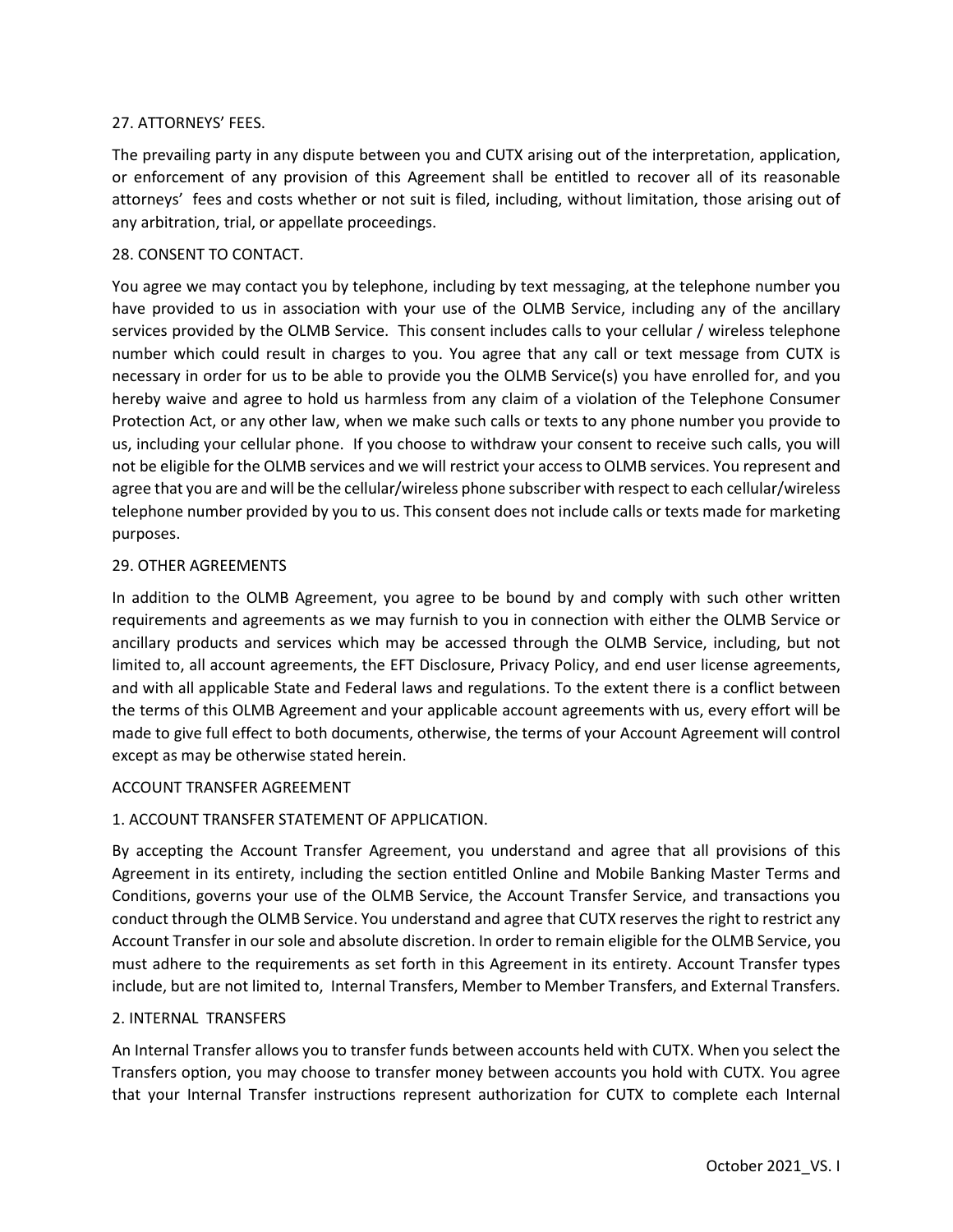27. ATTORNEYS' FEES.

The prevailing party in any dispute between you and CUTX arising out of the interpretation, application, or enforcement of any provision of this Agreement shall be entitled to recover all of its reasonable attorneys' fees and costs whether or not suit is filed, including, without limitation, those arising out of any arbitration, trial, or appellate proceedings.

28. CONSENT TO CONTACT.

You agree we may contact you by telephone, including by text messaging, at the telephone number you have provided to us in association with your use of the OLMB Service, including any of the ancillary services provided by the OLMB Service. This consent includes calls to your cellular / wireless telephone number which could result in charges to you. You agree that any call or text message from CUTX is necessary in order for us to be able to provide you the OLMB Service(s) you have enrolled for, and you hereby waive and agree to hold us harmless from any claim of a violation of the Telephone Consumer Protection Act, or any other law, when we make such calls or texts to any phone number you provide to us, including your cellular phone. If you choose to withdraw your consent to receive such calls, you will not be eligible for the OLMB services and we will restrict your access to OLMB services. You represent and agree that you are and will be the cellular/wireless phone subscriber with respect to each cellular/wireless telephone number provided by you to us. This consent does not include calls or texts made for marketing purposes.

29. OTHER AGREEMENTS

In addition to the OLMB Agreement, you agree to be bound by and comply with such other written requirements and agreements as we may furnish to you in connection with either the OLMB Service or ancillary products and services which may be accessed through the OLMB Service, including, but not limited to, all account agreements, the EFT Disclosure, Privacy Policy, and end user license agreements, and with all applicable State and Federal laws and regulations. To the extent there is a conflict between the terms of this OLMB Agreement and your applicable account agreements with us, every effort will be made to give full effect to both documents, otherwise, the terms of your Account Agreement will control except as may be otherwise stated herein.

ACCOUNT TRANSFER AGREEMENT

1. ACCOUNT TRANSFER STATEMENT OF APPLICATION.

By accepting the Account Transfer Agreement, you understand and agree that all provisions of this Agreement in its entirety, including the section entitled Online and Mobile Banking Master Terms and Conditions, governs your use of the OLMB Service, the Account Transfer Service, and transactions you conduct through the OLMB Service. You understand and agree that CUTX reserves the right to restrict any Account Transfer in our sole and absolute discretion. In order to remain eligible for the OLMB Service, you must adhere to the requirements as set forth in this Agreement in its entirety. Account Transfer types include, but are not limited to, Internal Transfers, Member to Member Transfers, and External Transfers.

2. INTERNAL TRANSFERS

An Internal Transfer allows you to transfer funds between accounts held with CUTX. When you select the Transfers option, you may choose to transfer money between accounts you hold with CUTX. You agree that your Internal Transfer instructions represent authorization for CUTX to complete each Internal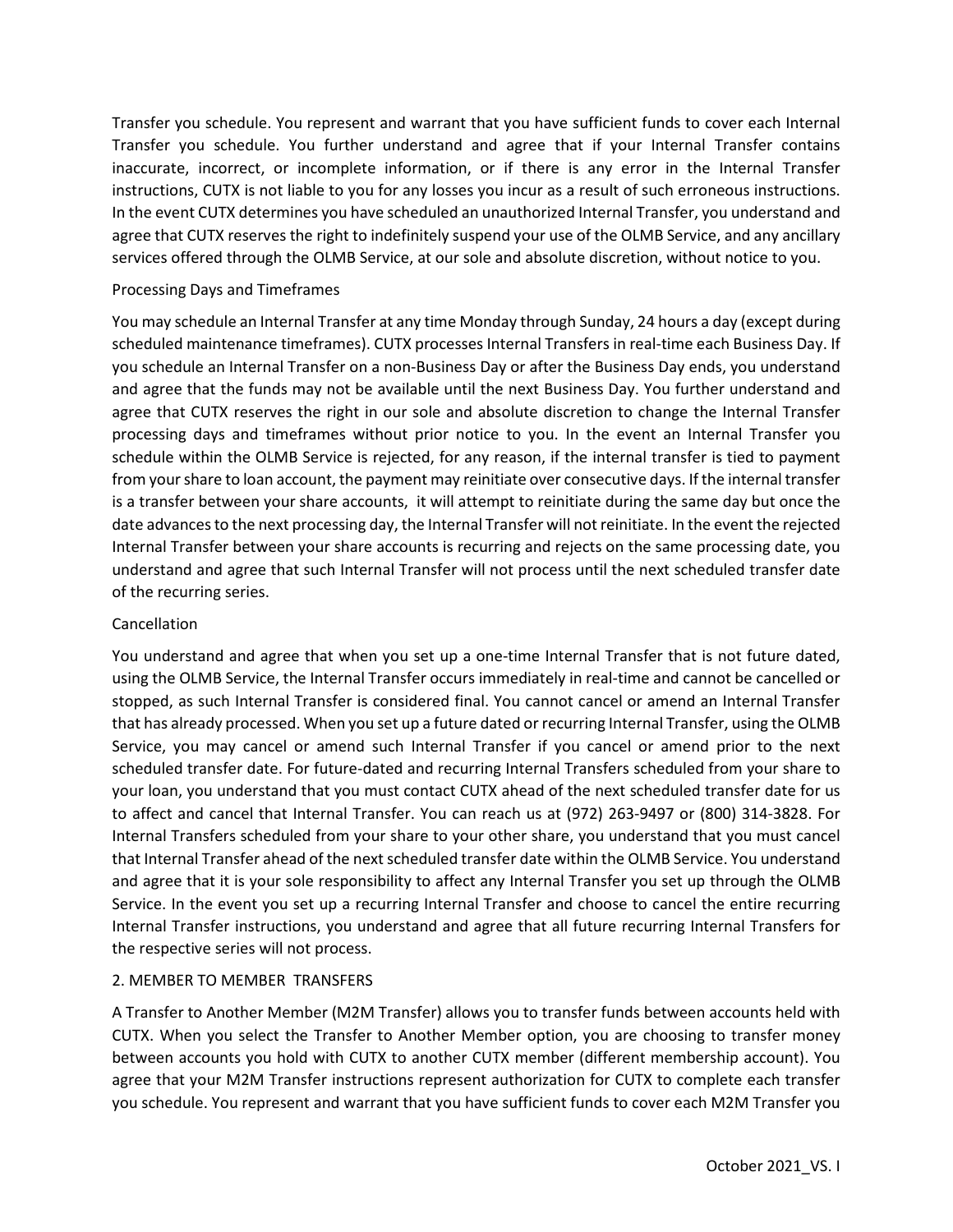Transfer you schedule. You represent and warrant that you have sufficient funds to cover each Internal Transfer you schedule. You further understand and agree that if your Internal Transfer contains inaccurate, incorrect, or incomplete information, or if there is any error in the Internal Transfer instructions, CUTX is not liable to you for any losses you incur as a result of such erroneous instructions. In the event CUTX determines you have scheduled an unauthorized Internal Transfer, you understand and agree that CUTX reserves the right to indefinitely suspend your use of the OLMB Service, and any ancillary services offered through the OLMB Service, at our sole and absolute discretion, without notice to you.

### Processing Days and Timeframes

You may schedule an Internal Transfer at any time Monday through Sunday, 24 hours a day (except during scheduled maintenance timeframes). CUTX processes Internal Transfers in real-time each Business Day. If you schedule an Internal Transfer on a non-Business Day or after the Business Day ends, you understand and agree that the funds may not be available until the next Business Day. You further understand and agree that CUTX reserves the right in our sole and absolute discretion to change the Internal Transfer processing days and timeframes without prior notice to you. In the event an Internal Transfer you schedule within the OLMB Service is rejected, for any reason, if the internal transfer is tied to payment from your share to loan account, the payment may reinitiate over consecutive days. If the internal transfer is a transfer between your share accounts, it will attempt to reinitiate during the same day but once the date advances to the next processing day, the Internal Transfer will not reinitiate. In the event the rejected Internal Transfer between your share accounts is recurring and rejects on the same processing date, you understand and agree that such Internal Transfer will not process until the next scheduled transfer date of the recurring series.

### Cancellation

You understand and agree that when you set up a one-time Internal Transfer that is not future dated, using the OLMB Service, the Internal Transfer occurs immediately in real-time and cannot be cancelled or stopped, as such Internal Transfer is considered final. You cannot cancel or amend an Internal Transfer that has already processed. When you set up a future dated or recurring Internal Transfer, using the OLMB Service, you may cancel or amend such Internal Transfer if you cancel or amend prior to the next scheduled transfer date. For future-dated and recurring Internal Transfers scheduled from your share to your loan, you understand that you must contact CUTX ahead of the next scheduled transfer date for us to affect and cancel that Internal Transfer. You can reach us at (972) 263-9497 or (800) 314-3828. For Internal Transfers scheduled from your share to your other share, you understand that you must cancel that Internal Transfer ahead of the next scheduled transfer date within the OLMB Service. You understand and agree that it is your sole responsibility to affect any Internal Transfer you set up through the OLMB Service. In the event you set up a recurring Internal Transfer and choose to cancel the entire recurring Internal Transfer instructions, you understand and agree that all future recurring Internal Transfers for the respective series will not process.

## 2. MEMBER TO MEMBER TRANSFERS

A Transfer to Another Member (M2M Transfer) allows you to transfer funds between accounts held with CUTX. When you select the Transfer to Another Member option, you are choosing to transfer money between accounts you hold with CUTX to another CUTX member (different membership account). You agree that your M2M Transfer instructions represent authorization for CUTX to complete each transfer you schedule. You represent and warrant that you have sufficient funds to cover each M2M Transfer you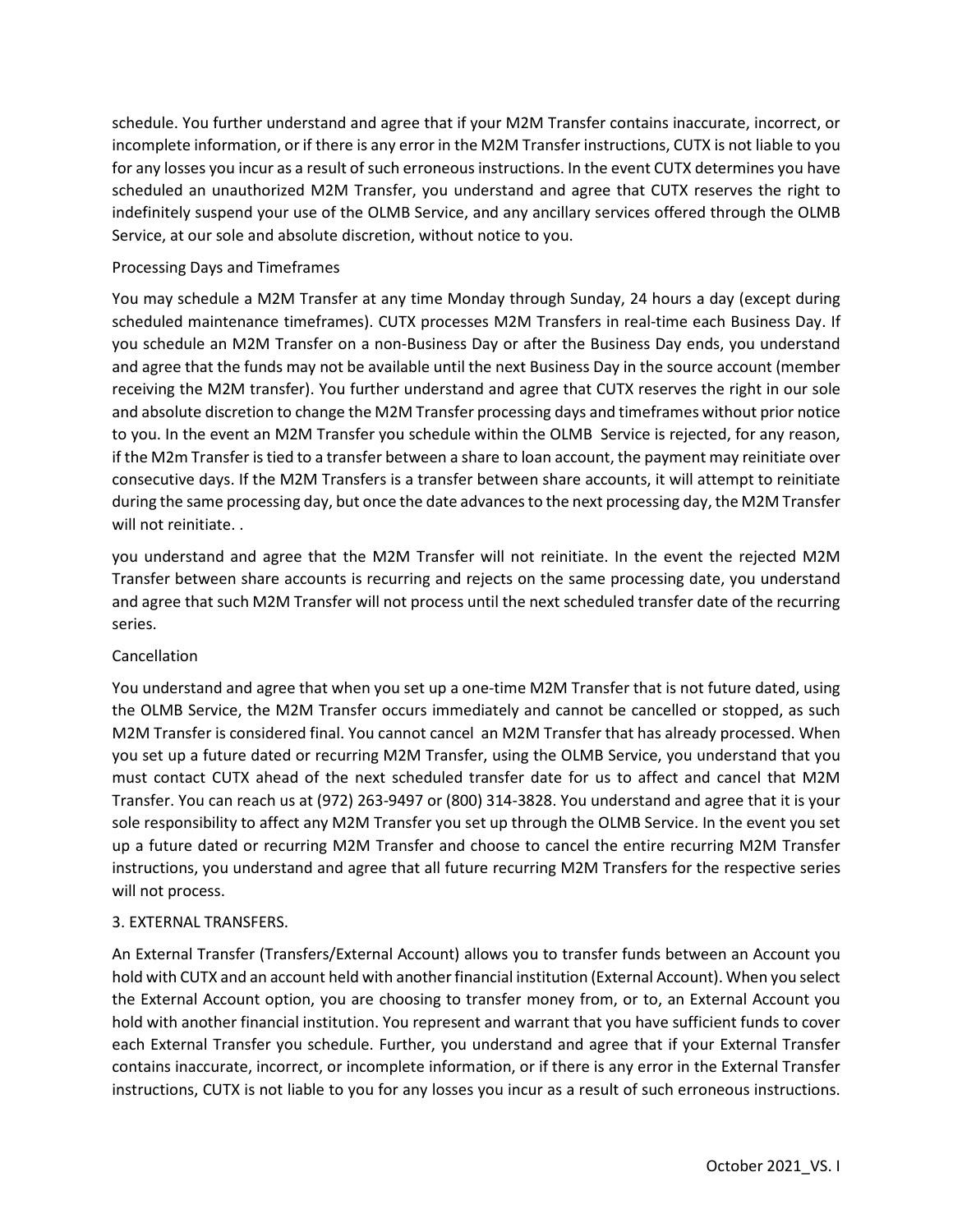schedule. You further understand and agree that if your M2M Transfer contains inaccurate, incorrect, or incomplete information, or if there is any error in the M2M Transfer instructions, CUTX is not liable to you for any losses you incur as a result of such erroneous instructions. In the event CUTX determines you have scheduled an unauthorized M2M Transfer, you understand and agree that CUTX reserves the right to indefinitely suspend your use of the OLMB Service, and any ancillary services offered through the OLMB Service, at our sole and absolute discretion, without notice to you.

Processing Days and Timeframes

You may schedule a M2M Transfer at any time Monday through Sunday, 24 hours a day (except during scheduled maintenance timeframes). CUTX processes M2M Transfers in real-time each Business Day. If you schedule an M2M Transfer on a non-Business Day or after the Business Day ends, you understand and agree that the funds may not be available until the next Business Day in the source account (member receiving the M2M transfer). You further understand and agree that CUTX reserves the right in our sole and absolute discretion to change the M2M Transfer processing days and timeframes without prior notice to you. In the event an M2M Transfer you schedule within the OLMB Service is rejected, for any reason, if the M2m Transfer is tied to a transfer between a share to loan account, the payment may reinitiate over consecutive days. If the M2M Transfers is a transfer between share accounts, it will attempt to reinitiate during the same processing day, but once the date advances to the next processing day, the M2M Transfer will not reinitiate. .

you understand and agree that the M2M Transfer will not reinitiate. In the event the rejected M2M Transfer between share accounts is recurring and rejects on the same processing date, you understand and agree that such M2M Transfer will not process until the next scheduled transfer date of the recurring series.

Cancellation

You understand and agree that when you set up a one-time M2M Transfer that is not future dated, using the OLMB Service, the M2M Transfer occurs immediately and cannot be cancelled or stopped, as such M2M Transfer is considered final. You cannot cancel an M2M Transfer that has already processed. When you set up a future dated or recurring M2M Transfer, using the OLMB Service, you understand that you must contact CUTX ahead of the next scheduled transfer date for us to affect and cancel that M2M Transfer. You can reach us at (972) 263-9497 or (800) 314-3828. You understand and agree that it is your sole responsibility to affect any M2M Transfer you set up through the OLMB Service. In the event you set up a future dated or recurring M2M Transfer and choose to cancel the entire recurring M2M Transfer instructions, you understand and agree that all future recurring M2M Transfers for the respective series will not process.

3. EXTERNAL TRANSFERS.

An External Transfer (Transfers/External Account) allows you to transfer funds between an Account you hold with CUTX and an account held with another financial institution (External Account). When you select the External Account option, you are choosing to transfer money from, or to, an External Account you hold with another financial institution. You represent and warrant that you have sufficient funds to cover each External Transfer you schedule. Further, you understand and agree that if your External Transfer contains inaccurate, incorrect, or incomplete information, or if there is any error in the External Transfer instructions, CUTX is not liable to you for any losses you incur as a result of such erroneous instructions.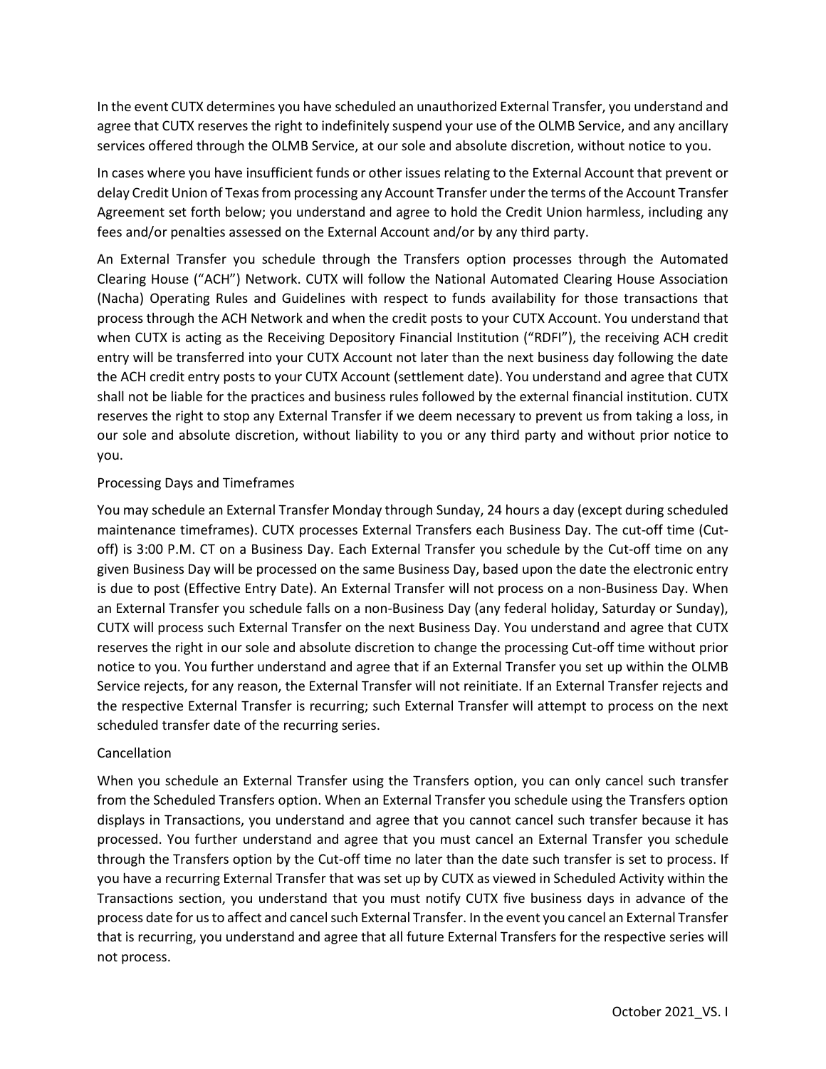In the event CUTX determines you have scheduled an unauthorized External Transfer, you understand and agree that CUTX reserves the right to indefinitely suspend your use of the OLMB Service, and any ancillary services offered through the OLMB Service, at our sole and absolute discretion, without notice to you.

In cases where you have insufficient funds or other issues relating to the External Account that prevent or delay Credit Union of Texas from processing any Account Transfer under the terms of the Account Transfer Agreement set forth below; you understand and agree to hold the Credit Union harmless, including any fees and/or penalties assessed on the External Account and/or by any third party.

An External Transfer you schedule through the Transfers option processes through the Automated Clearing House ("ACH") Network. CUTX will follow the National Automated Clearing House Association (Nacha) Operating Rules and Guidelines with respect to funds availability for those transactions that process through the ACH Network and when the credit posts to your CUTX Account. You understand that when CUTX is acting as the Receiving Depository Financial Institution ("RDFI"), the receiving ACH credit entry will be transferred into your CUTX Account not later than the next business day following the date the ACH credit entry posts to your CUTX Account (settlement date). You understand and agree that CUTX shall not be liable for the practices and business rules followed by the external financial institution. CUTX reserves the right to stop any External Transfer if we deem necessary to prevent us from taking a loss, in our sole and absolute discretion, without liability to you or any third party and without prior notice to you.

Processing Days and Timeframes

You may schedule an External Transfer Monday through Sunday, 24 hours a day (except during scheduled maintenance timeframes). CUTX processes External Transfers each Business Day. The cut-off time (Cut-off) is 3:00 P.M. CT on a Business Day. Each External Transfer you schedule by the Cut-off time on any given Business Day will be processed on the same Business Day, based upon the date the electronic entry is due to post (Effective Entry Date). An External Transfer will not process on a non-Business Day. When an External Transfer you schedule falls on a non-Business Day (any federal holiday, Saturday or Sunday), CUTX will process such External Transfer on the next Business Day. You understand and agree that CUTX reserves the right in our sole and absolute discretion to change the processing Cut-off time without prior notice to you. You further understand and agree that if an External Transfer you set up within the OLMB Service rejects, for any reason, the External Transfer will not reinitiate. If an External Transfer rejects and the respective External Transfer is recurring; such External Transfer will attempt to process on the next scheduled transfer date of the recurring series.

Cancellation

When you schedule an External Transfer using the Transfers option, you can only cancel such transfer from the Scheduled Transfers option. When an External Transfer you schedule using the Transfers option displays in Transactions, you understand and agree that you cannot cancel such transfer because it has processed. You further understand and agree that you must cancel an External Transfer you schedule through the Transfers option by the Cut-off time no later than the date such transfer is set to process. If you have a recurring External Transfer that was set up by CUTX as viewed in Scheduled Activity within the Transactions section, you understand that you must notify CUTX five business days in advance of the process date for us to affect and cancel such External Transfer. In the event you cancel an External Transfer that is recurring, you understand and agree that all future External Transfers for the respective series will not process.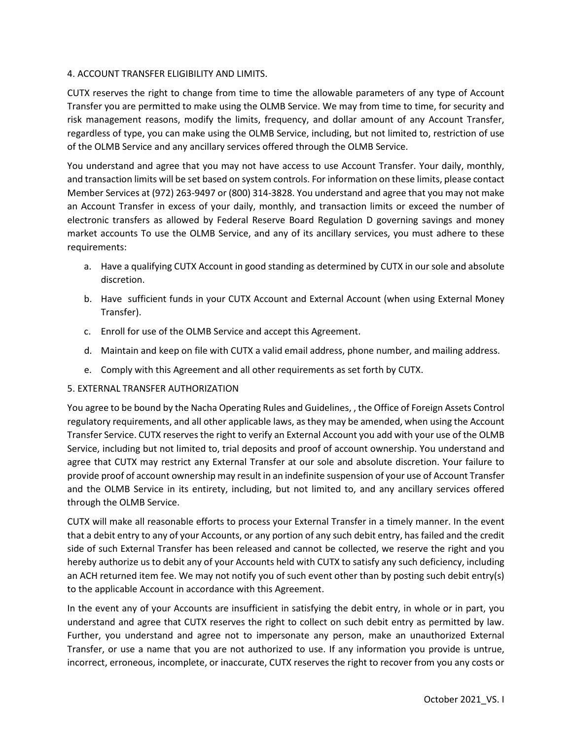4. ACCOUNT TRANSFER ELIGIBILITY AND LIMITS.

CUTX reserves the right to change from time to time the allowable parameters of any type of Account Transfer you are permitted to make using the OLMB Service. We may from time to time, for security and risk management reasons, modify the limits, frequency, and dollar amount of any Account Transfer, regardless of type, you can make using the OLMB Service, including, but not limited to, restriction of use of the OLMB Service and any ancillary services offered through the OLMB Service.

You understand and agree that you may not have access to use Account Transfer. Your daily, monthly, and transaction limits will be set based on system controls. For information on these limits, please contact Member Services at (972) 263-9497 or (800) 314-3828. You understand and agree that you may not make an Account Transfer in excess of your daily, monthly, and transaction limits or exceed the number of electronic transfers as allowed by Federal Reserve Board Regulation D governing savings and money market accounts To use the OLMB Service, and any of its ancillary services, you must adhere to these requirements:

a. Have a qualifying CUTX Account in good standing as determined by CUTX in our sole and absolute discretion.
b. Have sufficient funds in your CUTX Account and External Account (when using External Money Transfer).
c. Enroll for use of the OLMB Service and accept this Agreement.
d. Maintain and keep on file with CUTX a valid email address, phone number, and mailing address.
e. Comply with this Agreement and all other requirements as set forth by CUTX.

5. EXTERNAL TRANSFER AUTHORIZATION

You agree to be bound by the Nacha Operating Rules and Guidelines, , the Office of Foreign Assets Control regulatory requirements, and all other applicable laws, as they may be amended, when using the Account Transfer Service. CUTX reserves the right to verify an External Account you add with your use of the OLMB Service, including but not limited to, trial deposits and proof of account ownership. You understand and agree that CUTX may restrict any External Transfer at our sole and absolute discretion. Your failure to provide proof of account ownership may result in an indefinite suspension of your use of Account Transfer and the OLMB Service in its entirety, including, but not limited to, and any ancillary services offered through the OLMB Service.

CUTX will make all reasonable efforts to process your External Transfer in a timely manner. In the event that a debit entry to any of your Accounts, or any portion of any such debit entry, has failed and the credit side of such External Transfer has been released and cannot be collected, we reserve the right and you hereby authorize us to debit any of your Accounts held with CUTX to satisfy any such deficiency, including an ACH returned item fee. We may not notify you of such event other than by posting such debit entry(s) to the applicable Account in accordance with this Agreement.

In the event any of your Accounts are insufficient in satisfying the debit entry, in whole or in part, you understand and agree that CUTX reserves the right to collect on such debit entry as permitted by law. Further, you understand and agree not to impersonate any person, make an unauthorized External Transfer, or use a name that you are not authorized to use. If any information you provide is untrue, incorrect, erroneous, incomplete, or inaccurate, CUTX reserves the right to recover from you any costs or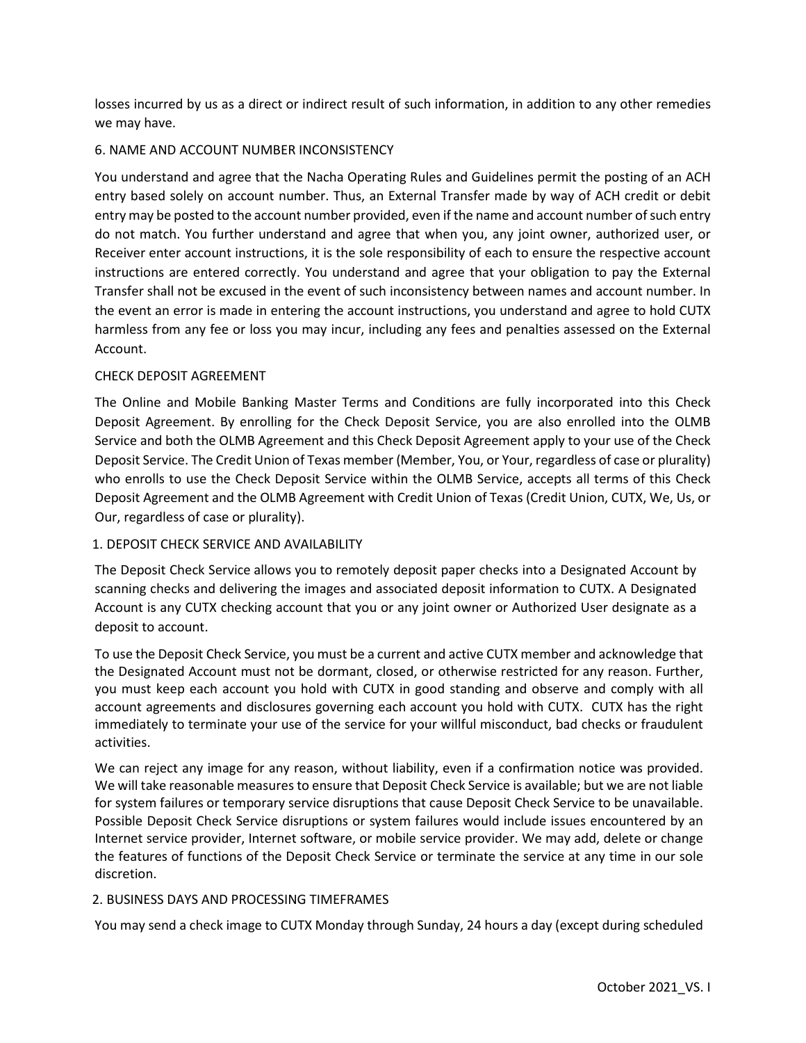losses incurred by us as a direct or indirect result of such information, in addition to any other remedies we may have.

### 6. NAME AND ACCOUNT NUMBER INCONSISTENCY

You understand and agree that the Nacha Operating Rules and Guidelines permit the posting of an ACH entry based solely on account number. Thus, an External Transfer made by way of ACH credit or debit entry may be posted to the account number provided, even if the name and account number of such entry do not match. You further understand and agree that when you, any joint owner, authorized user, or Receiver enter account instructions, it is the sole responsibility of each to ensure the respective account instructions are entered correctly. You understand and agree that your obligation to pay the External Transfer shall not be excused in the event of such inconsistency between names and account number. In the event an error is made in entering the account instructions, you understand and agree to hold CUTX harmless from any fee or loss you may incur, including any fees and penalties assessed on the External Account.

## CHECK DEPOSIT AGREEMENT

The Online and Mobile Banking Master Terms and Conditions are fully incorporated into this Check Deposit Agreement. By enrolling for the Check Deposit Service, you are also enrolled into the OLMB Service and both the OLMB Agreement and this Check Deposit Agreement apply to your use of the Check Deposit Service. The Credit Union of Texas member (Member, You, or Your, regardless of case or plurality) who enrolls to use the Check Deposit Service within the OLMB Service, accepts all terms of this Check Deposit Agreement and the OLMB Agreement with Credit Union of Texas (Credit Union, CUTX, We, Us, or Our, regardless of case or plurality).

### 1. DEPOSIT CHECK SERVICE AND AVAILABILITY

The Deposit Check Service allows you to remotely deposit paper checks into a Designated Account by scanning checks and delivering the images and associated deposit information to CUTX. A Designated Account is any CUTX checking account that you or any joint owner or Authorized User designate as a deposit to account.

To use the Deposit Check Service, you must be a current and active CUTX member and acknowledge that the Designated Account must not be dormant, closed, or otherwise restricted for any reason. Further, you must keep each account you hold with CUTX in good standing and observe and comply with all account agreements and disclosures governing each account you hold with CUTX. CUTX has the right immediately to terminate your use of the service for your willful misconduct, bad checks or fraudulent activities.

We can reject any image for any reason, without liability, even if a confirmation notice was provided. We will take reasonable measures to ensure that Deposit Check Service is available; but we are not liable for system failures or temporary service disruptions that cause Deposit Check Service to be unavailable. Possible Deposit Check Service disruptions or system failures would include issues encountered by an Internet service provider, Internet software, or mobile service provider. We may add, delete or change the features of functions of the Deposit Check Service or terminate the service at any time in our sole discretion.

### 2. BUSINESS DAYS AND PROCESSING TIMEFRAMES

You may send a check image to CUTX Monday through Sunday, 24 hours a day (except during scheduled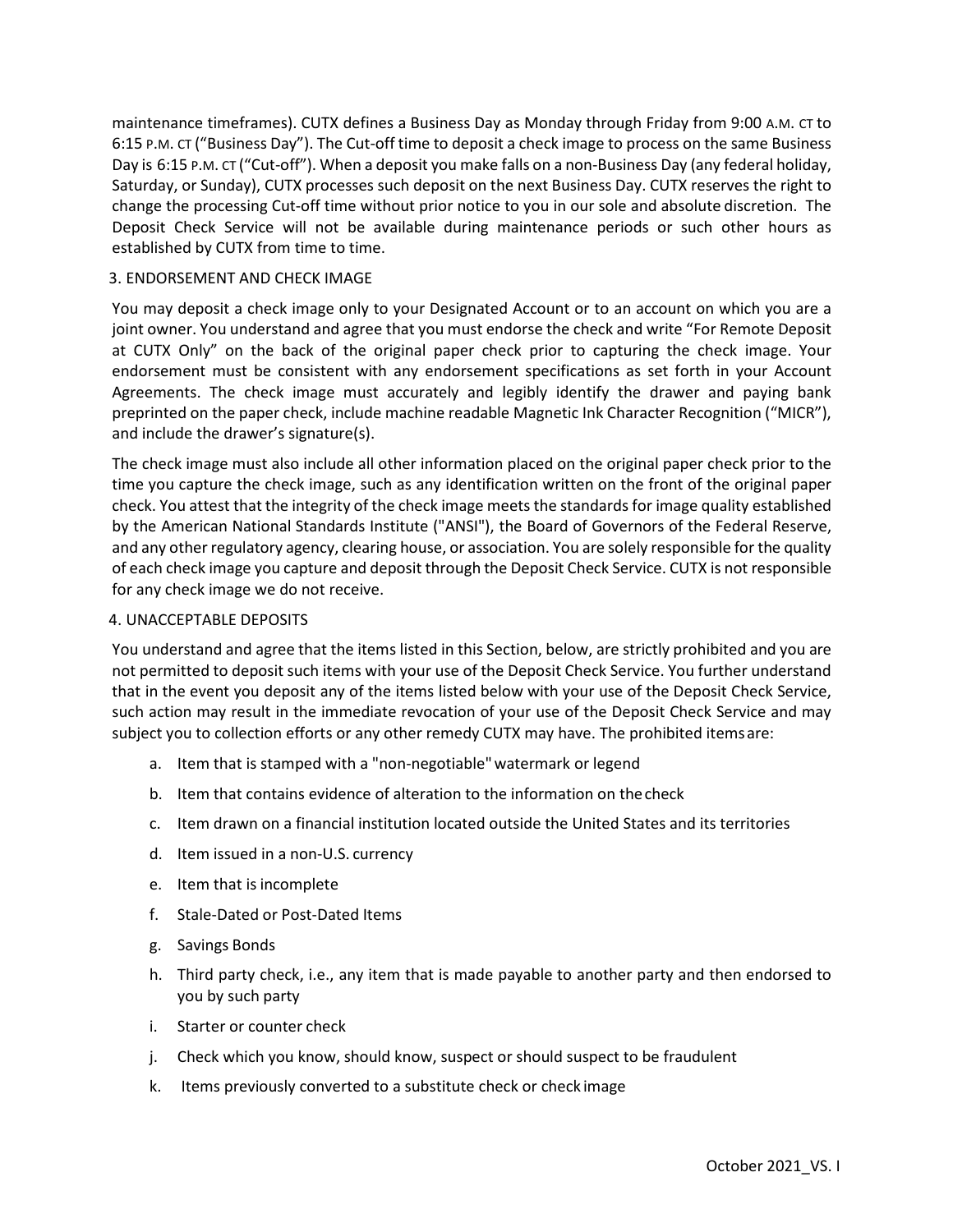maintenance timeframes). CUTX defines a Business Day as Monday through Friday from 9:00 A.M. CT to 6:15 P.M. CT ("Business Day"). The Cut-off time to deposit a check image to process on the same Business Day is 6:15 P.M. CT ("Cut-off"). When a deposit you make falls on a non-Business Day (any federal holiday, Saturday, or Sunday), CUTX processes such deposit on the next Business Day. CUTX reserves the right to change the processing Cut-off time without prior notice to you in our sole and absolute discretion. The Deposit Check Service will not be available during maintenance periods or such other hours as established by CUTX from time to time.

## 3. ENDORSEMENT AND CHECK IMAGE

You may deposit a check image only to your Designated Account or to an account on which you are a joint owner. You understand and agree that you must endorse the check and write "For Remote Deposit at CUTX Only" on the back of the original paper check prior to capturing the check image. Your endorsement must be consistent with any endorsement specifications as set forth in your Account Agreements. The check image must accurately and legibly identify the drawer and paying bank preprinted on the paper check, include machine readable Magnetic Ink Character Recognition ("MICR"), and include the drawer's signature(s).

The check image must also include all other information placed on the original paper check prior to the time you capture the check image, such as any identification written on the front of the original paper check. You attest that the integrity of the check image meets the standards for image quality established by the American National Standards Institute ("ANSI"), the Board of Governors of the Federal Reserve, and any other regulatory agency, clearing house, or association. You are solely responsible for the quality of each check image you capture and deposit through the Deposit Check Service. CUTX is not responsible for any check image we do not receive.

## 4. UNACCEPTABLE DEPOSITS

You understand and agree that the items listed in this Section, below, are strictly prohibited and you are not permitted to deposit such items with your use of the Deposit Check Service. You further understand that in the event you deposit any of the items listed below with your use of the Deposit Check Service, such action may result in the immediate revocation of your use of the Deposit Check Service and may subject you to collection efforts or any other remedy CUTX may have. The prohibited items are:

a. Item that is stamped with a "non-negotiable" watermark or legend

b. Item that contains evidence of alteration to the information on the check

c. Item drawn on a financial institution located outside the United States and its territories

d. Item issued in a non-U.S. currency

e. Item that is incomplete

f. Stale-Dated or Post-Dated Items

g. Savings Bonds

h. Third party check, i.e., any item that is made payable to another party and then endorsed to you by such party

i. Starter or counter check

j. Check which you know, should know, suspect or should suspect to be fraudulent

k. Items previously converted to a substitute check or check image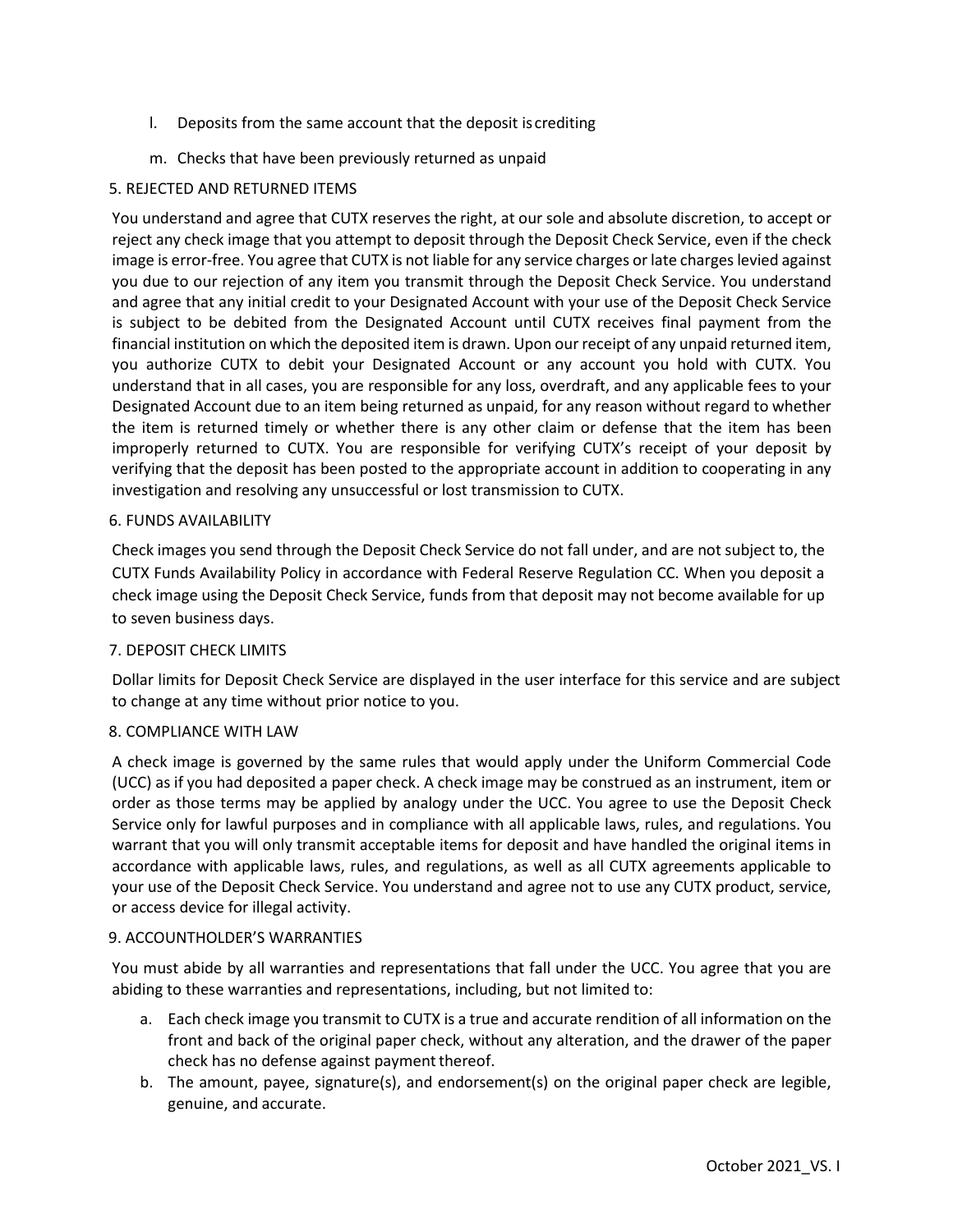l. Deposits from the same account that the deposit is crediting

m. Checks that have been previously returned as unpaid

## 5. REJECTED AND RETURNED ITEMS

You understand and agree that CUTX reserves the right, at our sole and absolute discretion, to accept or reject any check image that you attempt to deposit through the Deposit Check Service, even if the check image is error-free. You agree that CUTX is not liable for any service charges or late charges levied against you due to our rejection of any item you transmit through the Deposit Check Service. You understand and agree that any initial credit to your Designated Account with your use of the Deposit Check Service is subject to be debited from the Designated Account until CUTX receives final payment from the financial institution on which the deposited item is drawn. Upon our receipt of any unpaid returned item, you authorize CUTX to debit your Designated Account or any account you hold with CUTX. You understand that in all cases, you are responsible for any loss, overdraft, and any applicable fees to your Designated Account due to an item being returned as unpaid, for any reason without regard to whether the item is returned timely or whether there is any other claim or defense that the item has been improperly returned to CUTX. You are responsible for verifying CUTX's receipt of your deposit by verifying that the deposit has been posted to the appropriate account in addition to cooperating in any investigation and resolving any unsuccessful or lost transmission to CUTX.

## 6. FUNDS AVAILABILITY

Check images you send through the Deposit Check Service do not fall under, and are not subject to, the CUTX Funds Availability Policy in accordance with Federal Reserve Regulation CC. When you deposit a check image using the Deposit Check Service, funds from that deposit may not become available for up to seven business days.

## 7. DEPOSIT CHECK LIMITS

Dollar limits for Deposit Check Service are displayed in the user interface for this service and are subject to change at any time without prior notice to you.

## 8. COMPLIANCE WITH LAW

A check image is governed by the same rules that would apply under the Uniform Commercial Code (UCC) as if you had deposited a paper check. A check image may be construed as an instrument, item or order as those terms may be applied by analogy under the UCC. You agree to use the Deposit Check Service only for lawful purposes and in compliance with all applicable laws, rules, and regulations. You warrant that you will only transmit acceptable items for deposit and have handled the original items in accordance with applicable laws, rules, and regulations, as well as all CUTX agreements applicable to your use of the Deposit Check Service. You understand and agree not to use any CUTX product, service, or access device for illegal activity.

## 9. ACCOUNTHOLDER'S WARRANTIES

You must abide by all warranties and representations that fall under the UCC. You agree that you are abiding to these warranties and representations, including, but not limited to:

a. Each check image you transmit to CUTX is a true and accurate rendition of all information on the front and back of the original paper check, without any alteration, and the drawer of the paper check has no defense against payment thereof.

b. The amount, payee, signature(s), and endorsement(s) on the original paper check are legible, genuine, and accurate.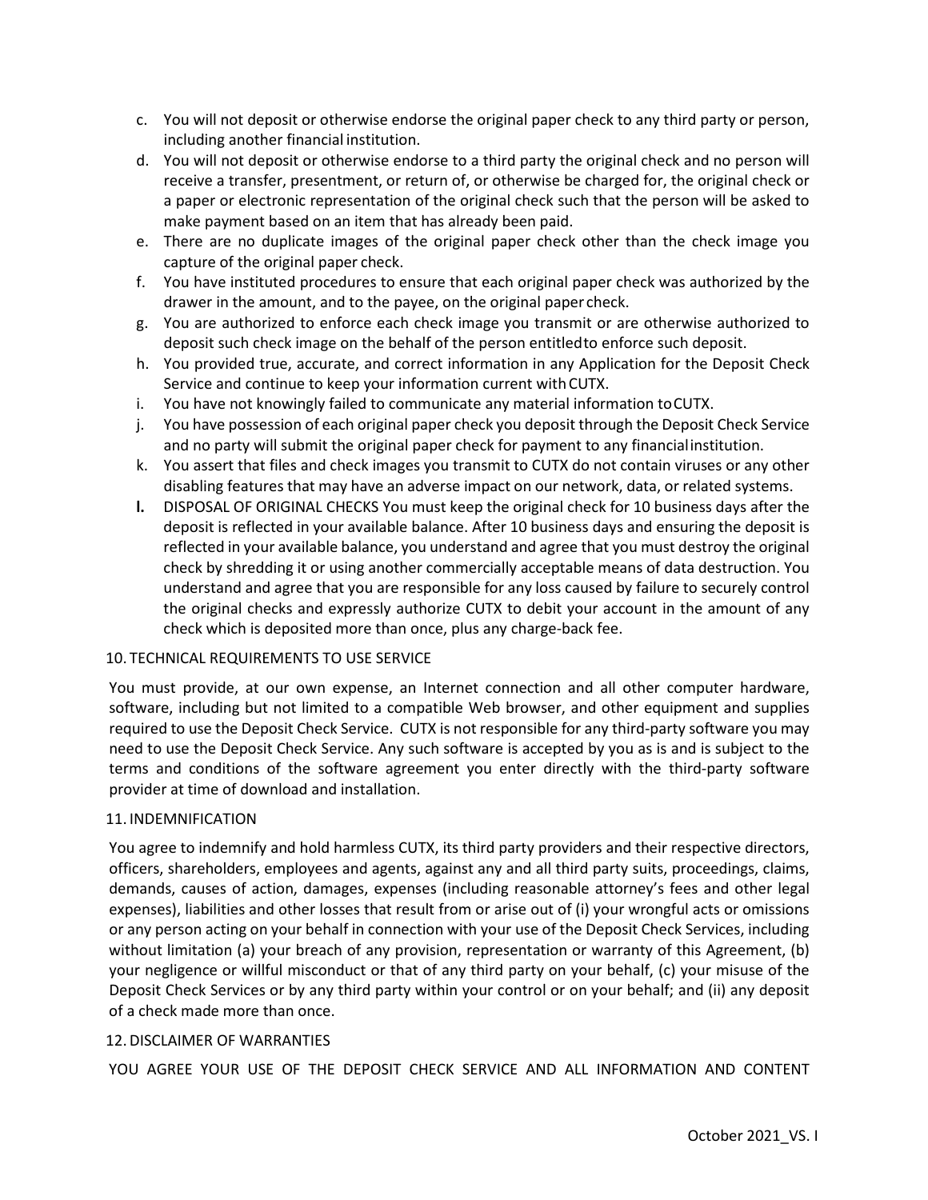c. You will not deposit or otherwise endorse the original paper check to any third party or person, including another financial institution.
d. You will not deposit or otherwise endorse to a third party the original check and no person will receive a transfer, presentment, or return of, or otherwise be charged for, the original check or a paper or electronic representation of the original check such that the person will be asked to make payment based on an item that has already been paid.
e. There are no duplicate images of the original paper check other than the check image you capture of the original paper check.
f. You have instituted procedures to ensure that each original paper check was authorized by the drawer in the amount, and to the payee, on the original paper check.
g. You are authorized to enforce each check image you transmit or are otherwise authorized to deposit such check image on the behalf of the person entitled to enforce such deposit.
h. You provided true, accurate, and correct information in any Application for the Deposit Check Service and continue to keep your information current with CUTX.
i. You have not knowingly failed to communicate any material information to CUTX.
j. You have possession of each original paper check you deposit through the Deposit Check Service and no party will submit the original paper check for payment to any financial institution.
k. You assert that files and check images you transmit to CUTX do not contain viruses or any other disabling features that may have an adverse impact on our network, data, or related systems.
**l.** DISPOSAL OF ORIGINAL CHECKS You must keep the original check for 10 business days after the deposit is reflected in your available balance. After 10 business days and ensuring the deposit is reflected in your available balance, you understand and agree that you must destroy the original check by shredding it or using another commercially acceptable means of data destruction. You understand and agree that you are responsible for any loss caused by failure to securely control the original checks and expressly authorize CUTX to debit your account in the amount of any check which is deposited more than once, plus any charge-back fee.

10. TECHNICAL REQUIREMENTS TO USE SERVICE

You must provide, at our own expense, an Internet connection and all other computer hardware, software, including but not limited to a compatible Web browser, and other equipment and supplies required to use the Deposit Check Service. CUTX is not responsible for any third-party software you may need to use the Deposit Check Service. Any such software is accepted by you as is and is subject to the terms and conditions of the software agreement you enter directly with the third-party software provider at time of download and installation.

11. INDEMNIFICATION

You agree to indemnify and hold harmless CUTX, its third party providers and their respective directors, officers, shareholders, employees and agents, against any and all third party suits, proceedings, claims, demands, causes of action, damages, expenses (including reasonable attorney's fees and other legal expenses), liabilities and other losses that result from or arise out of (i) your wrongful acts or omissions or any person acting on your behalf in connection with your use of the Deposit Check Services, including without limitation (a) your breach of any provision, representation or warranty of this Agreement, (b) your negligence or willful misconduct or that of any third party on your behalf, (c) your misuse of the Deposit Check Services or by any third party within your control or on your behalf; and (ii) any deposit of a check made more than once.

12. DISCLAIMER OF WARRANTIES

YOU AGREE YOUR USE OF THE DEPOSIT CHECK SERVICE AND ALL INFORMATION AND CONTENT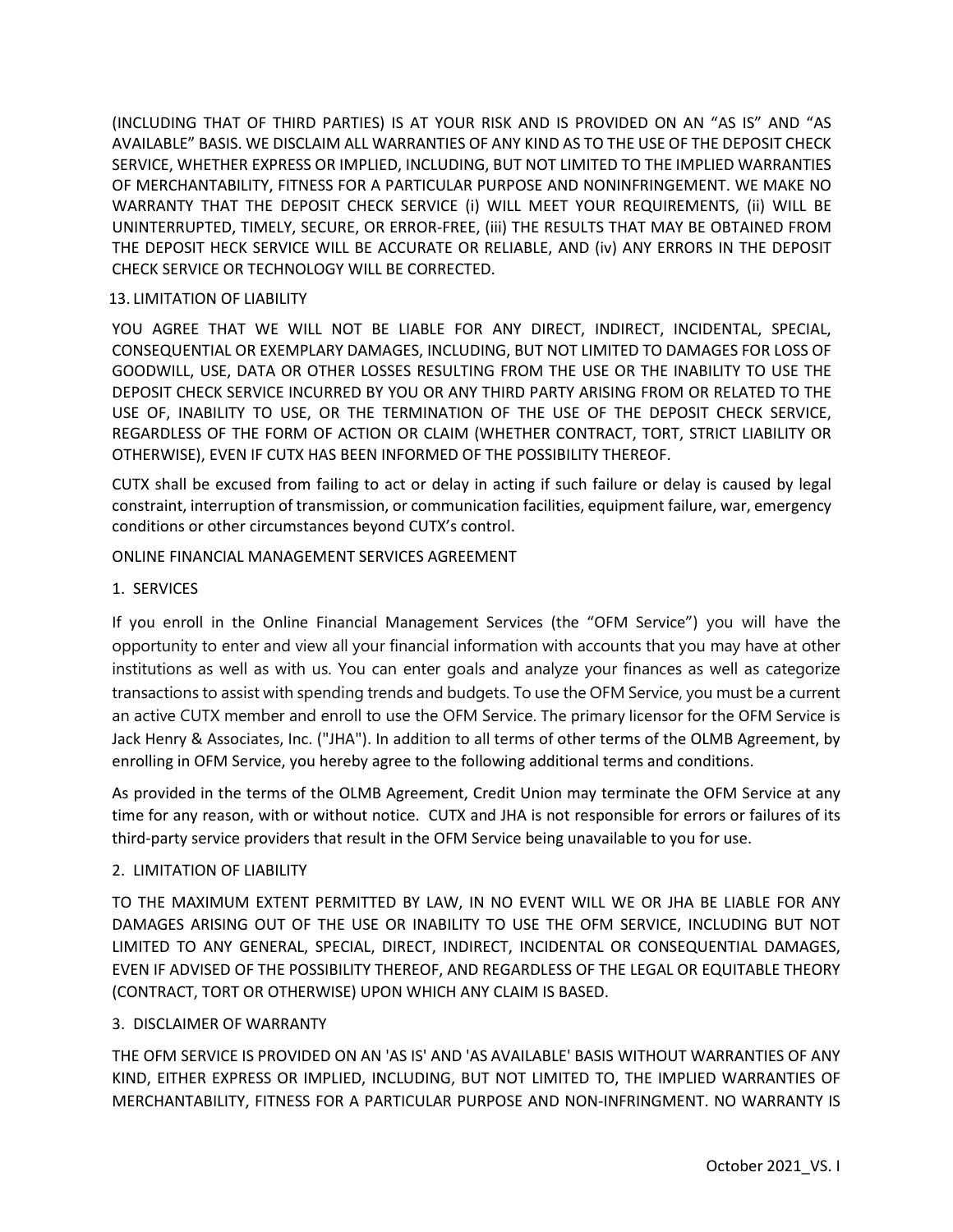(INCLUDING THAT OF THIRD PARTIES) IS AT YOUR RISK AND IS PROVIDED ON AN "AS IS" AND "AS AVAILABLE" BASIS. WE DISCLAIM ALL WARRANTIES OF ANY KIND AS TO THE USE OF THE DEPOSIT CHECK SERVICE, WHETHER EXPRESS OR IMPLIED, INCLUDING, BUT NOT LIMITED TO THE IMPLIED WARRANTIES OF MERCHANTABILITY, FITNESS FOR A PARTICULAR PURPOSE AND NONINFRINGEMENT. WE MAKE NO WARRANTY THAT THE DEPOSIT CHECK SERVICE (i) WILL MEET YOUR REQUIREMENTS, (ii) WILL BE UNINTERRUPTED, TIMELY, SECURE, OR ERROR-FREE, (iii) THE RESULTS THAT MAY BE OBTAINED FROM THE DEPOSIT HECK SERVICE WILL BE ACCURATE OR RELIABLE, AND (iv) ANY ERRORS IN THE DEPOSIT CHECK SERVICE OR TECHNOLOGY WILL BE CORRECTED.

13. LIMITATION OF LIABILITY

YOU AGREE THAT WE WILL NOT BE LIABLE FOR ANY DIRECT, INDIRECT, INCIDENTAL, SPECIAL, CONSEQUENTIAL OR EXEMPLARY DAMAGES, INCLUDING, BUT NOT LIMITED TO DAMAGES FOR LOSS OF GOODWILL, USE, DATA OR OTHER LOSSES RESULTING FROM THE USE OR THE INABILITY TO USE THE DEPOSIT CHECK SERVICE INCURRED BY YOU OR ANY THIRD PARTY ARISING FROM OR RELATED TO THE USE OF, INABILITY TO USE, OR THE TERMINATION OF THE USE OF THE DEPOSIT CHECK SERVICE, REGARDLESS OF THE FORM OF ACTION OR CLAIM (WHETHER CONTRACT, TORT, STRICT LIABILITY OR OTHERWISE), EVEN IF CUTX HAS BEEN INFORMED OF THE POSSIBILITY THEREOF.

CUTX shall be excused from failing to act or delay in acting if such failure or delay is caused by legal constraint, interruption of transmission, or communication facilities, equipment failure, war, emergency conditions or other circumstances beyond CUTX's control.

ONLINE FINANCIAL MANAGEMENT SERVICES AGREEMENT

1. SERVICES

If you enroll in the Online Financial Management Services (the "OFM Service") you will have the opportunity to enter and view all your financial information with accounts that you may have at other institutions as well as with us. You can enter goals and analyze your finances as well as categorize transactions to assist with spending trends and budgets. To use the OFM Service, you must be a current an active CUTX member and enroll to use the OFM Service. The primary licensor for the OFM Service is Jack Henry & Associates, Inc. ("JHA"). In addition to all terms of other terms of the OLMB Agreement, by enrolling in OFM Service, you hereby agree to the following additional terms and conditions.

As provided in the terms of the OLMB Agreement, Credit Union may terminate the OFM Service at any time for any reason, with or without notice. CUTX and JHA is not responsible for errors or failures of its third-party service providers that result in the OFM Service being unavailable to you for use.

2. LIMITATION OF LIABILITY

TO THE MAXIMUM EXTENT PERMITTED BY LAW, IN NO EVENT WILL WE OR JHA BE LIABLE FOR ANY DAMAGES ARISING OUT OF THE USE OR INABILITY TO USE THE OFM SERVICE, INCLUDING BUT NOT LIMITED TO ANY GENERAL, SPECIAL, DIRECT, INDIRECT, INCIDENTAL OR CONSEQUENTIAL DAMAGES, EVEN IF ADVISED OF THE POSSIBILITY THEREOF, AND REGARDLESS OF THE LEGAL OR EQUITABLE THEORY (CONTRACT, TORT OR OTHERWISE) UPON WHICH ANY CLAIM IS BASED.

3. DISCLAIMER OF WARRANTY

THE OFM SERVICE IS PROVIDED ON AN 'AS IS' AND 'AS AVAILABLE' BASIS WITHOUT WARRANTIES OF ANY KIND, EITHER EXPRESS OR IMPLIED, INCLUDING, BUT NOT LIMITED TO, THE IMPLIED WARRANTIES OF MERCHANTABILITY, FITNESS FOR A PARTICULAR PURPOSE AND NON-INFRINGMENT. NO WARRANTY IS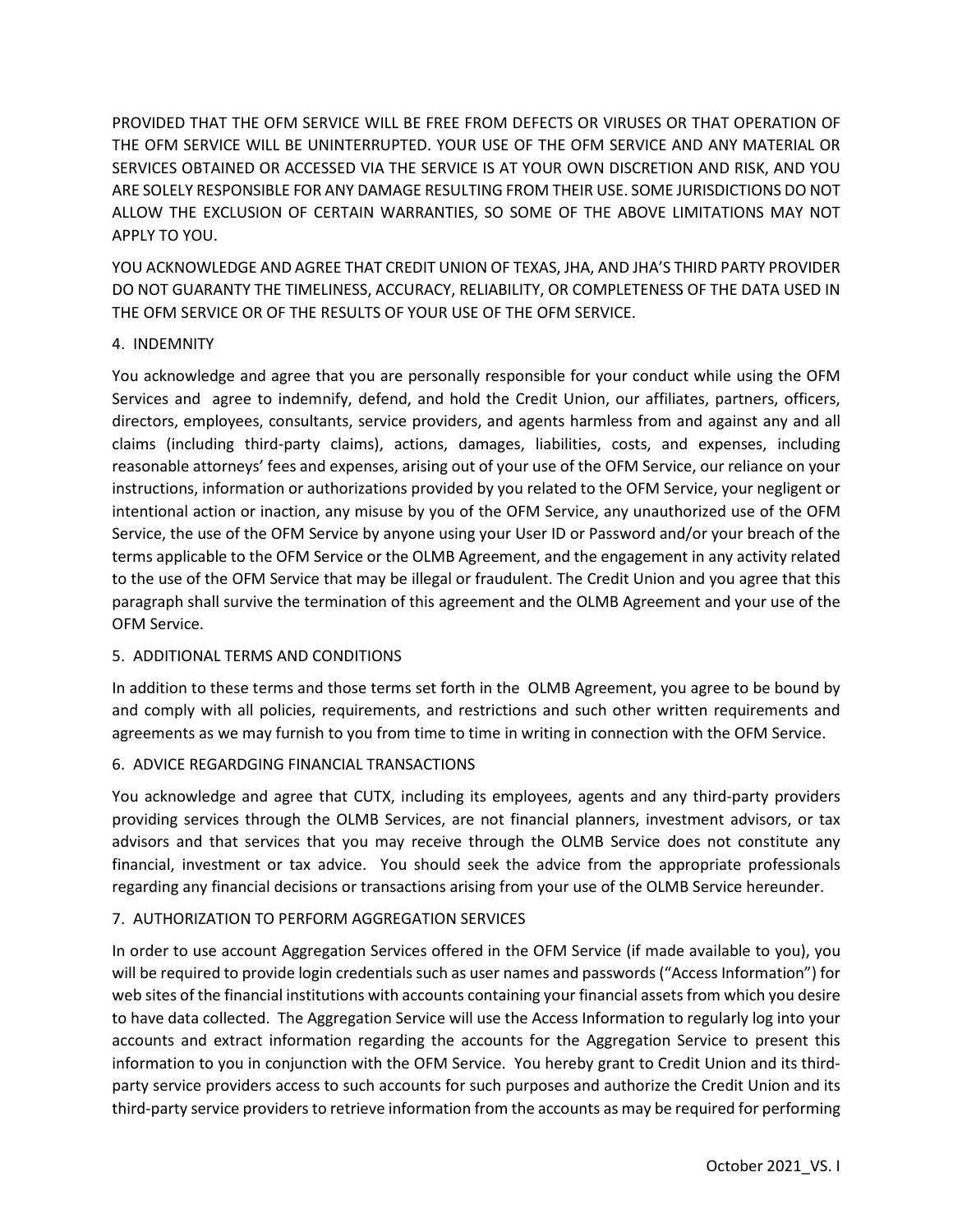PROVIDED THAT THE OFM SERVICE WILL BE FREE FROM DEFECTS OR VIRUSES OR THAT OPERATION OF THE OFM SERVICE WILL BE UNINTERRUPTED. YOUR USE OF THE OFM SERVICE AND ANY MATERIAL OR SERVICES OBTAINED OR ACCESSED VIA THE SERVICE IS AT YOUR OWN DISCRETION AND RISK, AND YOU ARE SOLELY RESPONSIBLE FOR ANY DAMAGE RESULTING FROM THEIR USE. SOME JURISDICTIONS DO NOT ALLOW THE EXCLUSION OF CERTAIN WARRANTIES, SO SOME OF THE ABOVE LIMITATIONS MAY NOT APPLY TO YOU.

YOU ACKNOWLEDGE AND AGREE THAT CREDIT UNION OF TEXAS, JHA, AND JHA'S THIRD PARTY PROVIDER DO NOT GUARANTY THE TIMELINESS, ACCURACY, RELIABILITY, OR COMPLETENESS OF THE DATA USED IN THE OFM SERVICE OR OF THE RESULTS OF YOUR USE OF THE OFM SERVICE.

4. INDEMNITY

You acknowledge and agree that you are personally responsible for your conduct while using the OFM Services and agree to indemnify, defend, and hold the Credit Union, our affiliates, partners, officers, directors, employees, consultants, service providers, and agents harmless from and against any and all claims (including third-party claims), actions, damages, liabilities, costs, and expenses, including reasonable attorneys' fees and expenses, arising out of your use of the OFM Service, our reliance on your instructions, information or authorizations provided by you related to the OFM Service, your negligent or intentional action or inaction, any misuse by you of the OFM Service, any unauthorized use of the OFM Service, the use of the OFM Service by anyone using your User ID or Password and/or your breach of the terms applicable to the OFM Service or the OLMB Agreement, and the engagement in any activity related to the use of the OFM Service that may be illegal or fraudulent. The Credit Union and you agree that this paragraph shall survive the termination of this agreement and the OLMB Agreement and your use of the OFM Service.

5. ADDITIONAL TERMS AND CONDITIONS

In addition to these terms and those terms set forth in the OLMB Agreement, you agree to be bound by and comply with all policies, requirements, and restrictions and such other written requirements and agreements as we may furnish to you from time to time in writing in connection with the OFM Service.

6. ADVICE REGARDGING FINANCIAL TRANSACTIONS

You acknowledge and agree that CUTX, including its employees, agents and any third-party providers providing services through the OLMB Services, are not financial planners, investment advisors, or tax advisors and that services that you may receive through the OLMB Service does not constitute any financial, investment or tax advice. You should seek the advice from the appropriate professionals regarding any financial decisions or transactions arising from your use of the OLMB Service hereunder.

7. AUTHORIZATION TO PERFORM AGGREGATION SERVICES

In order to use account Aggregation Services offered in the OFM Service (if made available to you), you will be required to provide login credentials such as user names and passwords ("Access Information") for web sites of the financial institutions with accounts containing your financial assets from which you desire to have data collected. The Aggregation Service will use the Access Information to regularly log into your accounts and extract information regarding the accounts for the Aggregation Service to present this information to you in conjunction with the OFM Service. You hereby grant to Credit Union and its third-party service providers access to such accounts for such purposes and authorize the Credit Union and its third-party service providers to retrieve information from the accounts as may be required for performing

October 2021_VS. I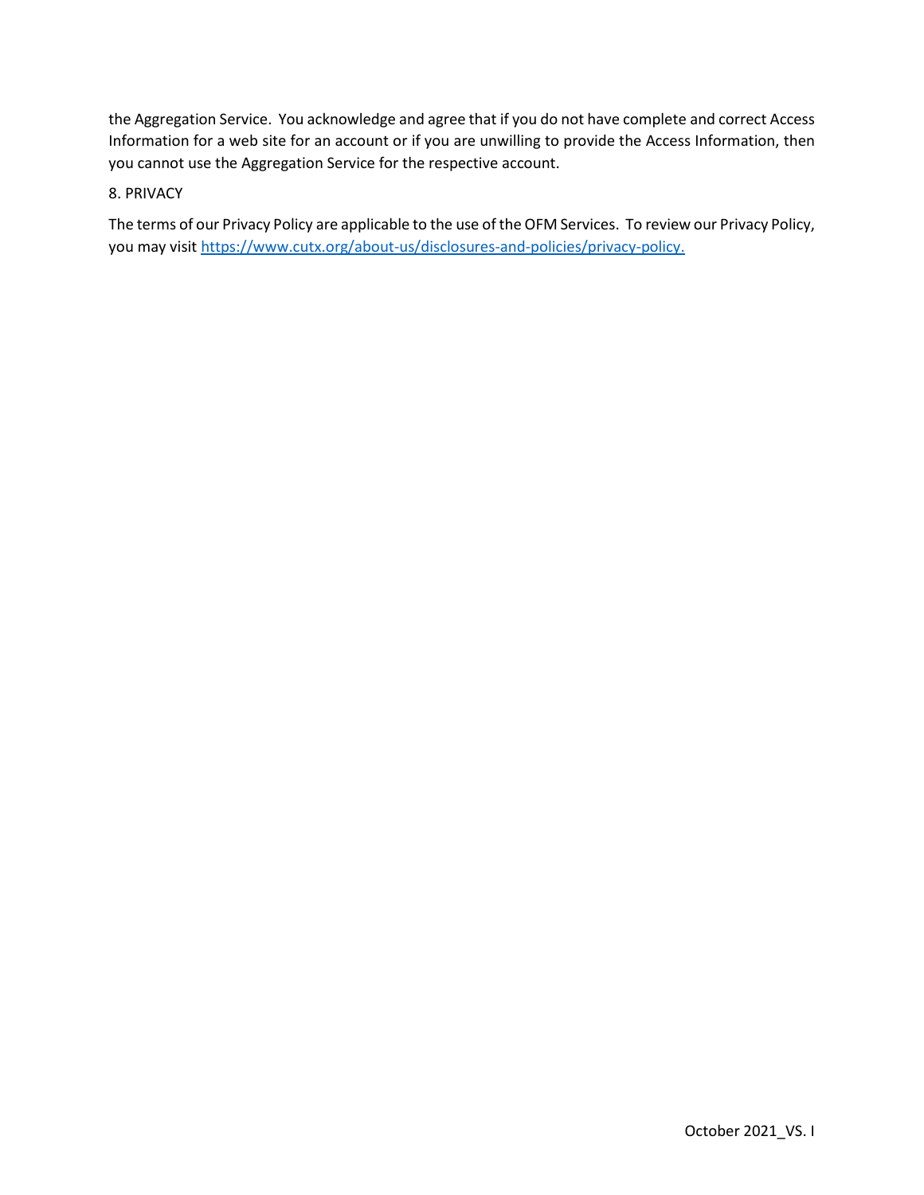the Aggregation Service. You acknowledge and agree that if you do not have complete and correct Access Information for a web site for an account or if you are unwilling to provide the Access Information, then you cannot use the Aggregation Service for the respective account.

8. PRIVACY

The terms of our Privacy Policy are applicable to the use of the OFM Services. To review our Privacy Policy, you may visit [https://www.cutx.org/about-us/disclosures-and-policies/privacy-policy.](https://www.cutx.org/about-us/disclosures-and-policies/privacy-policy)

October 2021_VS. I